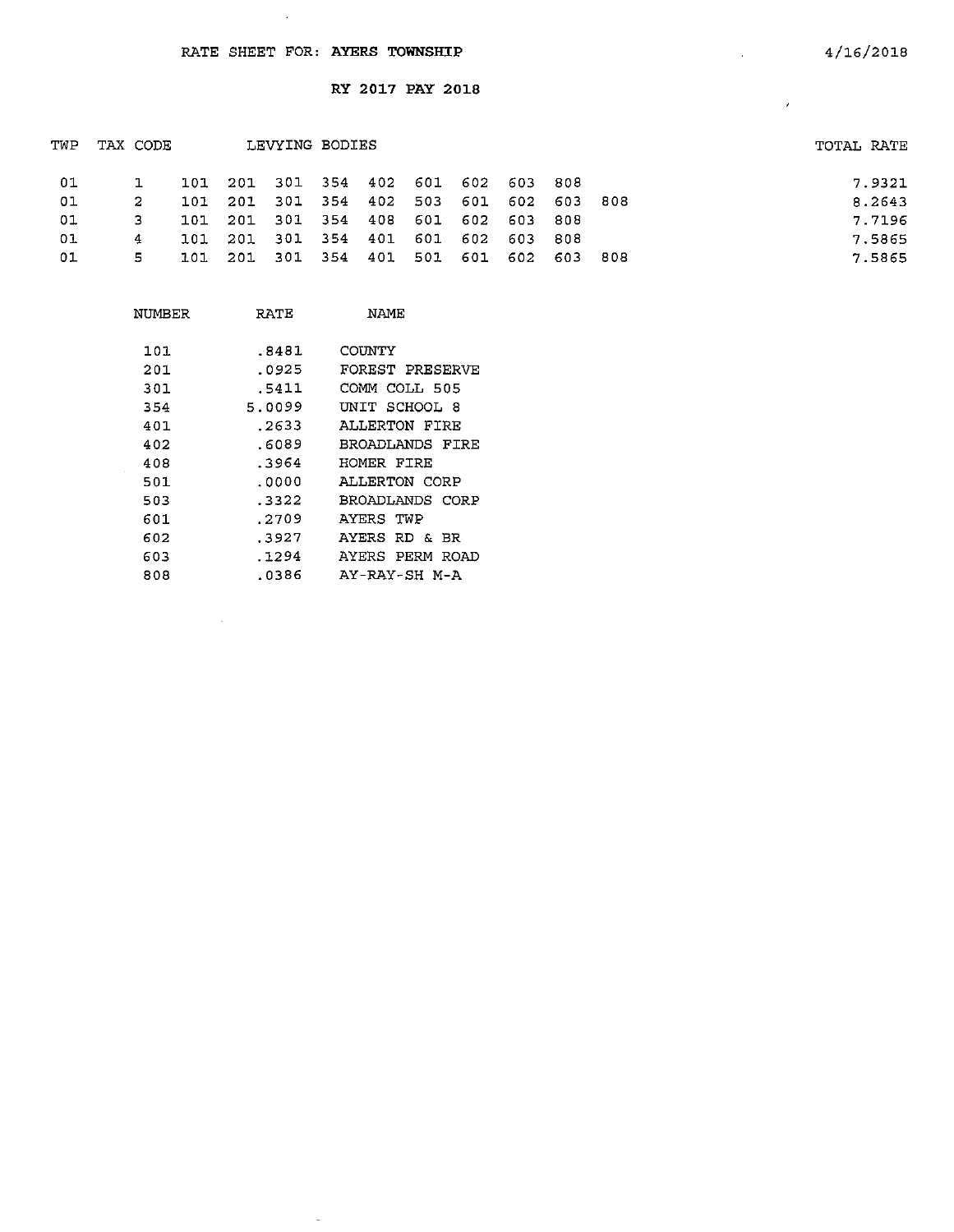RATE SHEET FOR: **AYERS TOWNSHIP**

4/16/2018

**RY 2017 PAY 2018**

| TWP | TAX CODE | LEVYING BODIES | | | | | | | | | | TOTAL RATE |
|---|---|---|---|---|---|---|---|---|---|---|---|---|
| 01 | 1 | 101 | 201 | 301 | 354 | 402 | 601 | 602 | 603 | 808 | | 7.9321 |
| 01 | 2 | 101 | 201 | 301 | 354 | 402 | 503 | 601 | 602 | 603 | 808 | 8.2643 |
| 01 | 3 | 101 | 201 | 301 | 354 | 408 | 601 | 602 | 603 | 808 | | 7.7196 |
| 01 | 4 | 101 | 201 | 301 | 354 | 401 | 601 | 602 | 603 | 808 | | 7.5865 |
| 01 | 5 | 101 | 201 | 301 | 354 | 401 | 501 | 601 | 602 | 603 | 808 | 7.5865 |

| NUMBER | RATE | NAME |
|---|---|---|
| 101 | .8481 | COUNTY |
| 201 | .0925 | FOREST PRESERVE |
| 301 | .5411 | COMM COLL 505 |
| 354 | 5.0099 | UNIT SCHOOL 8 |
| 401 | .2633 | ALLERTON FIRE |
| 402 | .6089 | BROADLANDS FIRE |
| 408 | .3964 | HOMER FIRE |
| 501 | .0000 | ALLERTON CORP |
| 503 | .3322 | BROADLANDS CORP |
| 601 | .2709 | AYERS TWP |
| 602 | .3927 | AYERS RD & BR |
| 603 | .1294 | AYERS PERM ROAD |
| 808 | .0386 | AY-RAY-SH M-A |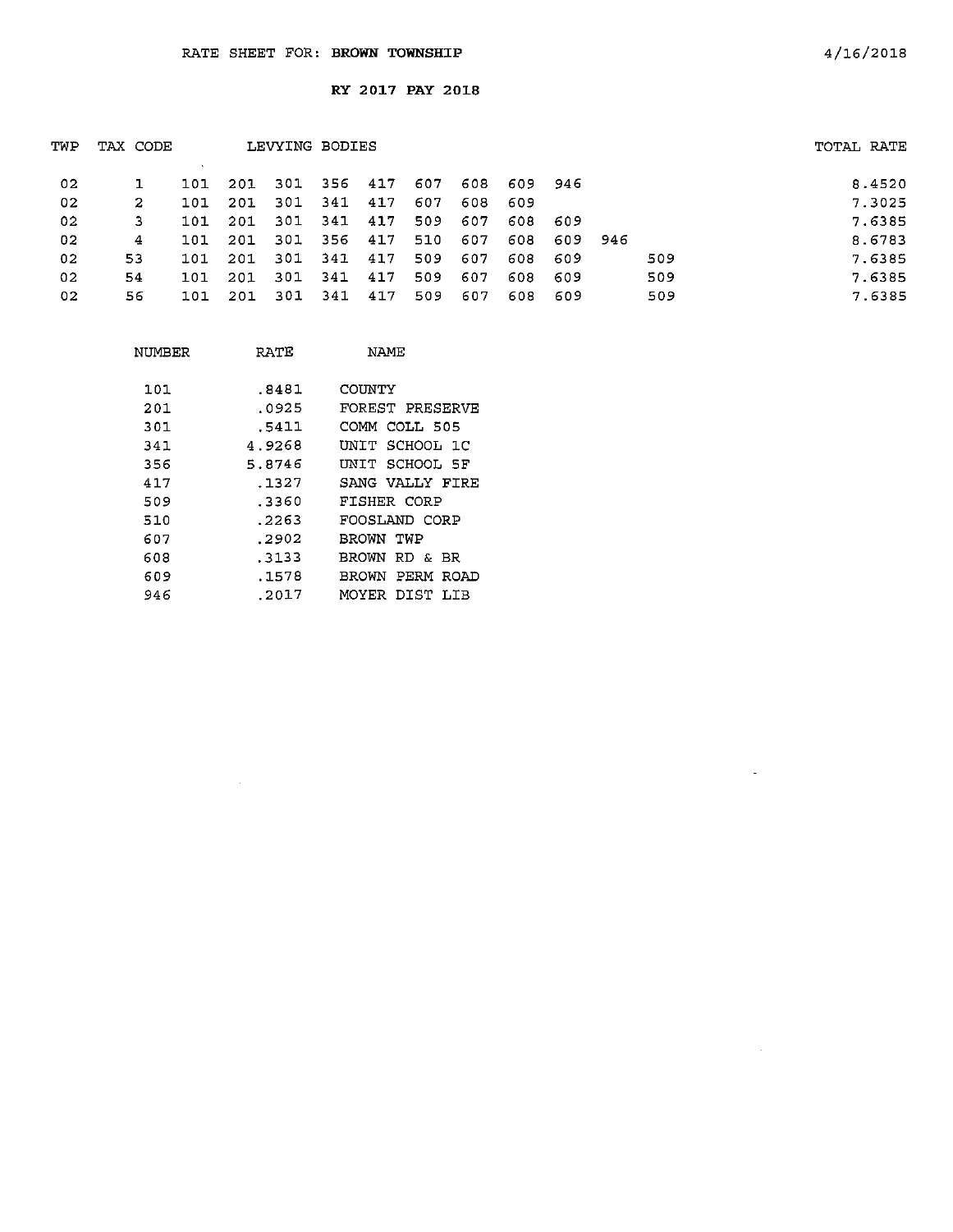RATE SHEET FOR: **BROWN TOWNSHIP** 4/16/2018

**RY 2017 PAY 2018**

| TWP | TAX CODE | LEVYING BODIES | | | | | | | | | | | TOTAL RATE |
|---|---|---|---|---|---|---|---|---|---|---|---|---|---|
| 02 | 1 | 101 | 201 | 301 | 356 | 417 | 607 | 608 | 609 | 946 | | | 8.4520 |
| 02 | 2 | 101 | 201 | 301 | 341 | 417 | 607 | 608 | 609 | | | | 7.3025 |
| 02 | 3 | 101 | 201 | 301 | 341 | 417 | 509 | 607 | 608 | 609 | | | 7.6385 |
| 02 | 4 | 101 | 201 | 301 | 356 | 417 | 510 | 607 | 608 | 609 | 946 | | 8.6783 |
| 02 | 53 | 101 | 201 | 301 | 341 | 417 | 509 | 607 | 608 | 609 | | 509 | 7.6385 |
| 02 | 54 | 101 | 201 | 301 | 341 | 417 | 509 | 607 | 608 | 609 | | 509 | 7.6385 |
| 02 | 56 | 101 | 201 | 301 | 341 | 417 | 509 | 607 | 608 | 609 | | 509 | 7.6385 |

| NUMBER | RATE | NAME |
|---|---|---|
| 101 | .8481 | COUNTY |
| 201 | .0925 | FOREST PRESERVE |
| 301 | .5411 | COMM COLL 505 |
| 341 | 4.9268 | UNIT SCHOOL 1C |
| 356 | 5.8746 | UNIT SCHOOL 5F |
| 417 | .1327 | SANG VALLY FIRE |
| 509 | .3360 | FISHER CORP |
| 510 | .2263 | FOOSLAND CORP |
| 607 | .2902 | BROWN TWP |
| 608 | .3133 | BROWN RD & BR |
| 609 | .1578 | BROWN PERM ROAD |
| 946 | .2017 | MOYER DIST LIB |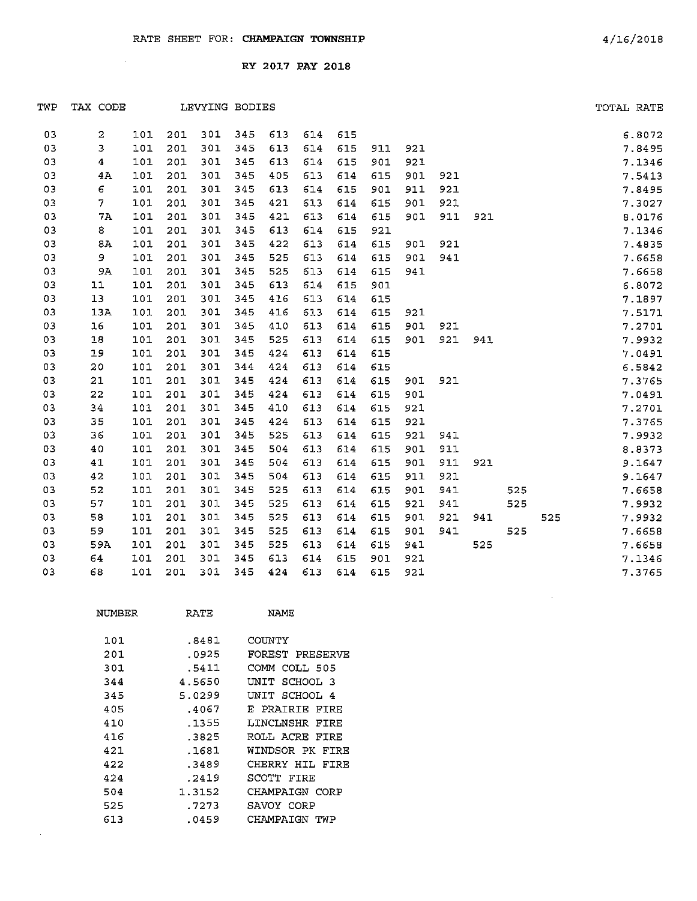RATE SHEET FOR: **CHAMPAIGN TOWNSHIP** 4/16/2018

RY 2017 PAY 2018

| TWP | TAX CODE | LEVYING BODIES | | | | | | | | | | | | | TOTAL RATE |
|---|---|---|---|---|---|---|---|---|---|---|---|---|---|---|---|
| 03 | 2 | 101 | 201 | 301 | 345 | 613 | 614 | 615 | | | | | | | 6.8072 |
| 03 | 3 | 101 | 201 | 301 | 345 | 613 | 614 | 615 | 911 | 921 | | | | | 7.8495 |
| 03 | 4 | 101 | 201 | 301 | 345 | 613 | 614 | 615 | 901 | 921 | | | | | 7.1346 |
| 03 | 4A | 101 | 201 | 301 | 345 | 405 | 613 | 614 | 615 | 901 | 921 | | | | 7.5413 |
| 03 | 6 | 101 | 201 | 301 | 345 | 613 | 614 | 615 | 901 | 911 | 921 | | | | 7.8495 |
| 03 | 7 | 101 | 201 | 301 | 345 | 421 | 613 | 614 | 615 | 901 | 921 | | | | 7.3027 |
| 03 | 7A | 101 | 201 | 301 | 345 | 421 | 613 | 614 | 615 | 901 | 911 | 921 | | | 8.0176 |
| 03 | 8 | 101 | 201 | 301 | 345 | 613 | 614 | 615 | 921 | | | | | | 7.1346 |
| 03 | 8A | 101 | 201 | 301 | 345 | 422 | 613 | 614 | 615 | 901 | 921 | | | | 7.4835 |
| 03 | 9 | 101 | 201 | 301 | 345 | 525 | 613 | 614 | 615 | 901 | 941 | | | | 7.6658 |
| 03 | 9A | 101 | 201 | 301 | 345 | 525 | 613 | 614 | 615 | 941 | | | | | 7.6658 |
| 03 | 11 | 101 | 201 | 301 | 345 | 613 | 614 | 615 | 901 | | | | | | 6.8072 |
| 03 | 13 | 101 | 201 | 301 | 345 | 416 | 613 | 614 | 615 | | | | | | 7.1897 |
| 03 | 13A | 101 | 201 | 301 | 345 | 416 | 613 | 614 | 615 | 921 | | | | | 7.5171 |
| 03 | 16 | 101 | 201 | 301 | 345 | 410 | 613 | 614 | 615 | 901 | 921 | | | | 7.2701 |
| 03 | 18 | 101 | 201 | 301 | 345 | 525 | 613 | 614 | 615 | 901 | 921 | 941 | | | 7.9932 |
| 03 | 19 | 101 | 201 | 301 | 345 | 424 | 613 | 614 | 615 | | | | | | 7.0491 |
| 03 | 20 | 101 | 201 | 301 | 344 | 424 | 613 | 614 | 615 | | | | | | 6.5842 |
| 03 | 21 | 101 | 201 | 301 | 345 | 424 | 613 | 614 | 615 | 901 | 921 | | | | 7.3765 |
| 03 | 22 | 101 | 201 | 301 | 345 | 424 | 613 | 614 | 615 | 901 | | | | | 7.0491 |
| 03 | 34 | 101 | 201 | 301 | 345 | 410 | 613 | 614 | 615 | 921 | | | | | 7.2701 |
| 03 | 35 | 101 | 201 | 301 | 345 | 424 | 613 | 614 | 615 | 921 | | | | | 7.3765 |
| 03 | 36 | 101 | 201 | 301 | 345 | 525 | 613 | 614 | 615 | 921 | 941 | | | | 7.9932 |
| 03 | 40 | 101 | 201 | 301 | 345 | 504 | 613 | 614 | 615 | 901 | 911 | | | | 8.8373 |
| 03 | 41 | 101 | 201 | 301 | 345 | 504 | 613 | 614 | 615 | 901 | 911 | 921 | | | 9.1647 |
| 03 | 42 | 101 | 201 | 301 | 345 | 504 | 613 | 614 | 615 | 911 | 921 | | | | 9.1647 |
| 03 | 52 | 101 | 201 | 301 | 345 | 525 | 613 | 614 | 615 | 901 | 941 | | 525 | | 7.6658 |
| 03 | 57 | 101 | 201 | 301 | 345 | 525 | 613 | 614 | 615 | 921 | 941 | | 525 | | 7.9932 |
| 03 | 58 | 101 | 201 | 301 | 345 | 525 | 613 | 614 | 615 | 901 | 921 | 941 | | 525 | 7.9932 |
| 03 | 59 | 101 | 201 | 301 | 345 | 525 | 613 | 614 | 615 | 901 | 941 | | 525 | | 7.6658 |
| 03 | 59A | 101 | 201 | 301 | 345 | 525 | 613 | 614 | 615 | 941 | | 525 | | | 7.6658 |
| 03 | 64 | 101 | 201 | 301 | 345 | 613 | 614 | 615 | 901 | 921 | | | | | 7.1346 |
| 03 | 68 | 101 | 201 | 301 | 345 | 424 | 613 | 614 | 615 | 921 | | | | | 7.3765 |

| NUMBER | RATE | NAME |
|---|---|---|
| 101 | .8481 | COUNTY |
| 201 | .0925 | FOREST PRESERVE |
| 301 | .5411 | COMM COLL 505 |
| 344 | 4.5650 | UNIT SCHOOL 3 |
| 345 | 5.0299 | UNIT SCHOOL 4 |
| 405 | .4067 | E PRAIRIE FIRE |
| 410 | .1355 | LINCLNSHR FIRE |
| 416 | .3825 | ROLL ACRE FIRE |
| 421 | .1681 | WINDSOR PK FIRE |
| 422 | .3489 | CHERRY HIL FIRE |
| 424 | .2419 | SCOTT FIRE |
| 504 | 1.3152 | CHAMPAIGN CORP |
| 525 | .7273 | SAVOY CORP |
| 613 | .0459 | CHAMPAIGN TWP |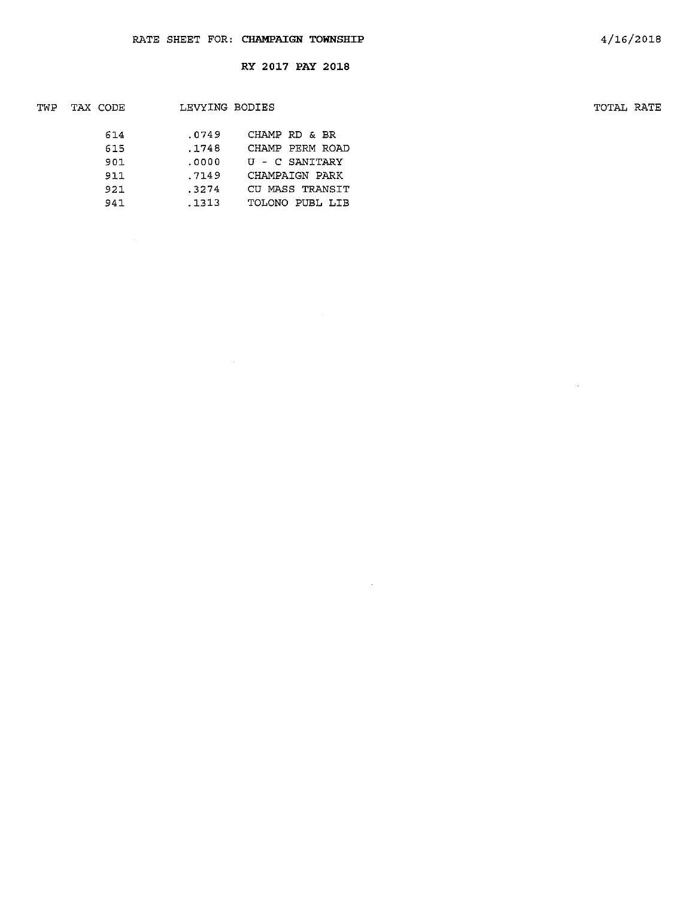RATE SHEET FOR: **CHAMPAIGN TOWNSHIP**

4/16/2018

**RY 2017 PAY 2018**

| TWP | TAX CODE | LEVYING BODIES | | TOTAL RATE |
|---|---|---|---|---|
| | 614 | .0749 | CHAMP RD & BR | |
| | 615 | .1748 | CHAMP PERM ROAD | |
| | 901 | .0000 | U - C SANITARY | |
| | 911 | .7149 | CHAMPAIGN PARK | |
| | 921 | .3274 | CU MASS TRANSIT | |
| | 941 | .1313 | TOLONO PUBL LIB | |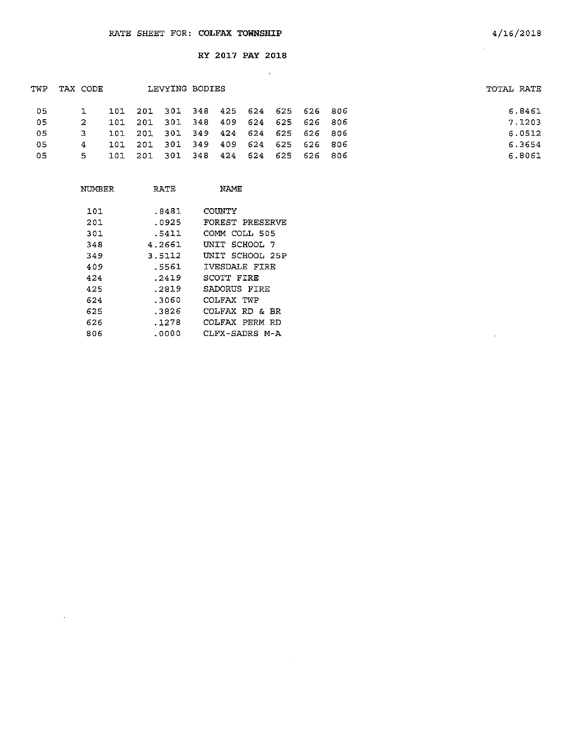RATE SHEET FOR: **COLFAX TOWNSHIP**

4/16/2018

**RY 2017 PAY 2018**

| TWP | TAX CODE | LEVYING BODIES | | | | | | | | | TOTAL RATE |
|---|---|---|---|---|---|---|---|---|---|---|---|
| 05 | 1 | 101 | 201 | 301 | 348 | 425 | 624 | 625 | 626 | 806 | 6.8461 |
| 05 | 2 | 101 | 201 | 301 | 348 | 409 | 624 | 625 | 626 | 806 | 7.1203 |
| 05 | 3 | 101 | 201 | 301 | 349 | 424 | 624 | 625 | 626 | 806 | 6.0512 |
| 05 | 4 | 101 | 201 | 301 | 349 | 409 | 624 | 625 | 626 | 806 | 6.3654 |
| 05 | 5 | 101 | 201 | 301 | 348 | 424 | 624 | 625 | 626 | 806 | 6.8061 |

| NUMBER | RATE | NAME |
|---|---|---|
| 101 | .8481 | COUNTY |
| 201 | .0925 | FOREST PRESERVE |
| 301 | .5411 | COMM COLL 505 |
| 348 | 4.2661 | UNIT SCHOOL 7 |
| 349 | 3.5112 | UNIT SCHOOL 25P |
| 409 | .5561 | IVESDALE FIRE |
| 424 | .2419 | SCOTT FIRE |
| 425 | .2819 | SADORUS FIRE |
| 624 | .3060 | COLFAX TWP |
| 625 | .3826 | COLFAX RD & BR |
| 626 | .1278 | COLFAX PERM RD |
| 806 | .0000 | CLFX-SADRS M-A |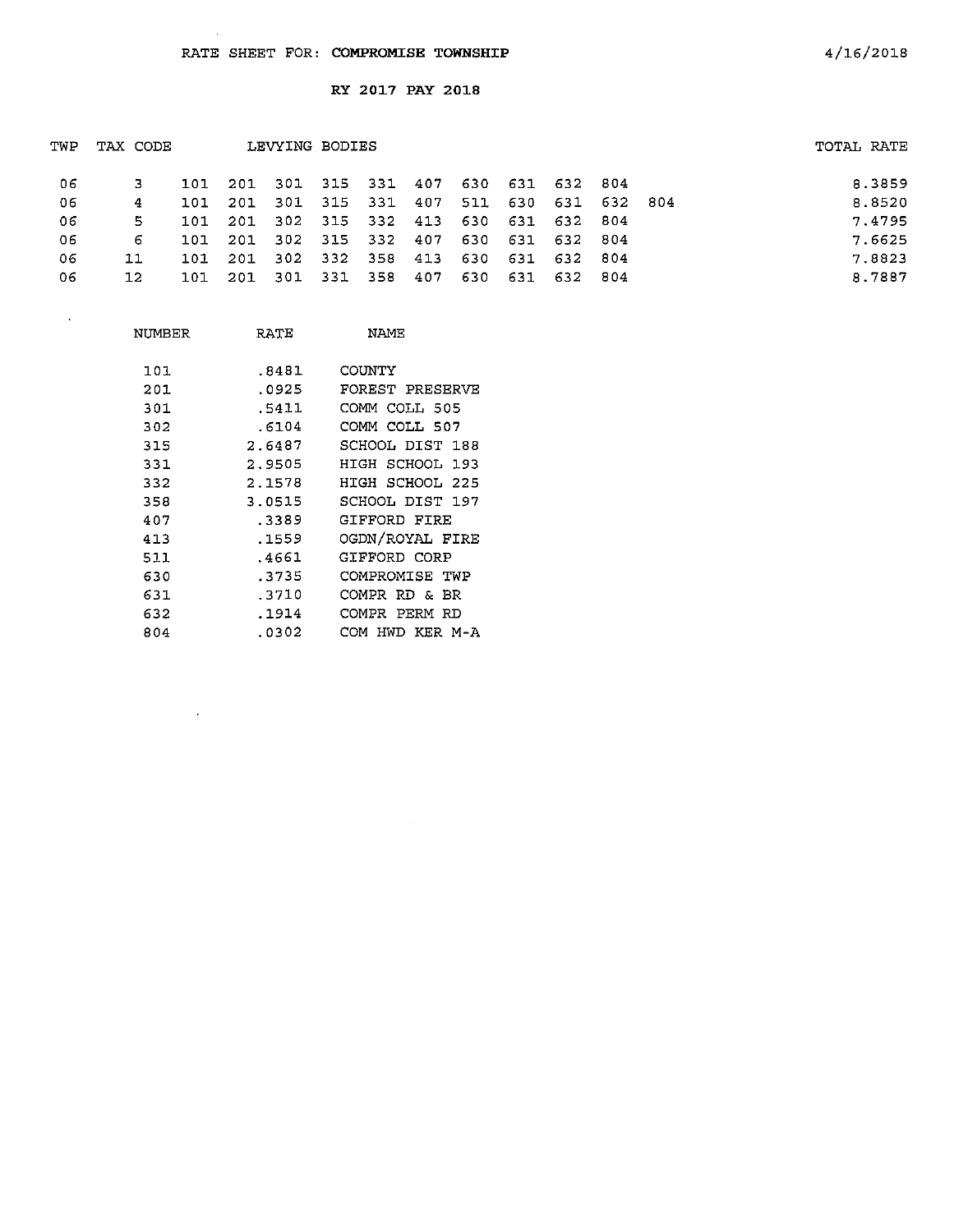RATE SHEET FOR: **COMPROMISE TOWNSHIP** 4/16/2018

**RY 2017 PAY 2018**

| TWP | TAX CODE | LEVYING BODIES | | | | | | | | | | | TOTAL RATE |
|---|---|---|---|---|---|---|---|---|---|---|---|---|---|
| 06 | 3 | 101 | 201 | 301 | 315 | 331 | 407 | 630 | 631 | 632 | 804 | | 8.3859 |
| 06 | 4 | 101 | 201 | 301 | 315 | 331 | 407 | 511 | 630 | 631 | 632 | 804 | 8.8520 |
| 06 | 5 | 101 | 201 | 302 | 315 | 332 | 413 | 630 | 631 | 632 | 804 | | 7.4795 |
| 06 | 6 | 101 | 201 | 302 | 315 | 332 | 407 | 630 | 631 | 632 | 804 | | 7.6625 |
| 06 | 11 | 101 | 201 | 302 | 332 | 358 | 413 | 630 | 631 | 632 | 804 | | 7.8823 |
| 06 | 12 | 101 | 201 | 301 | 331 | 358 | 407 | 630 | 631 | 632 | 804 | | 8.7887 |

| NUMBER | RATE | NAME |
|---|---|---|
| 101 | .8481 | COUNTY |
| 201 | .0925 | FOREST PRESERVE |
| 301 | .5411 | COMM COLL 505 |
| 302 | .6104 | COMM COLL 507 |
| 315 | 2.6487 | SCHOOL DIST 188 |
| 331 | 2.9505 | HIGH SCHOOL 193 |
| 332 | 2.1578 | HIGH SCHOOL 225 |
| 358 | 3.0515 | SCHOOL DIST 197 |
| 407 | .3389 | GIFFORD FIRE |
| 413 | .1559 | OGDN/ROYAL FIRE |
| 511 | .4661 | GIFFORD CORP |
| 630 | .3735 | COMPROMISE TWP |
| 631 | .3710 | COMPR RD & BR |
| 632 | .1914 | COMPR PERM RD |
| 804 | .0302 | COM HWD KER M-A |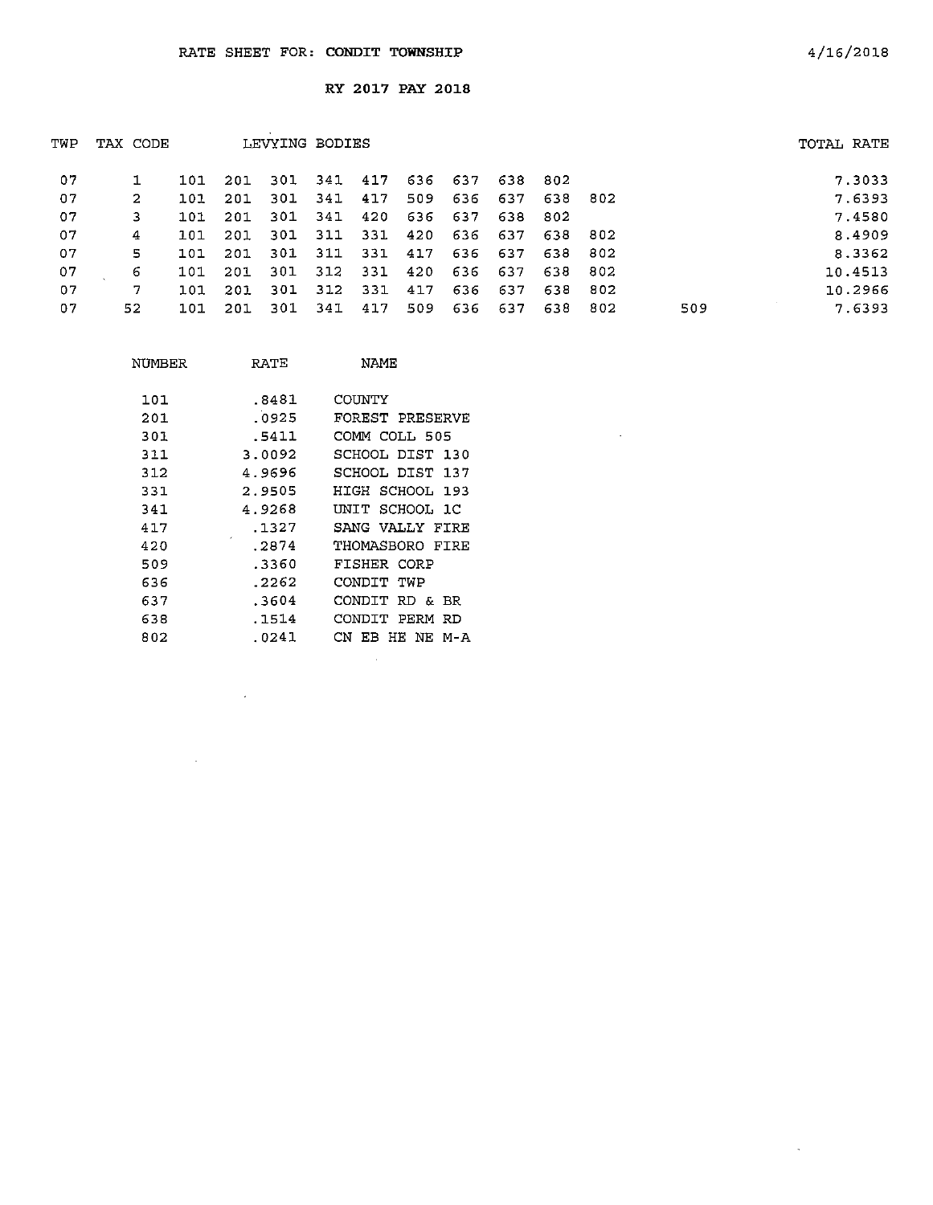RATE SHEET FOR: **CONDIT TOWNSHIP**

4/16/2018

**RY 2017 PAY 2018**

| TWP | TAX CODE | LEVYING BODIES | | | | | | | | | | | TOTAL RATE |
|---|---|---|---|---|---|---|---|---|---|---|---|---|---|
| 07 | 1 | 101 | 201 | 301 | 341 | 417 | 636 | 637 | 638 | 802 | | | 7.3033 |
| 07 | 2 | 101 | 201 | 301 | 341 | 417 | 509 | 636 | 637 | 638 | 802 | | 7.6393 |
| 07 | 3 | 101 | 201 | 301 | 341 | 420 | 636 | 637 | 638 | 802 | | | 7.4580 |
| 07 | 4 | 101 | 201 | 301 | 311 | 331 | 420 | 636 | 637 | 638 | 802 | | 8.4909 |
| 07 | 5 | 101 | 201 | 301 | 311 | 331 | 417 | 636 | 637 | 638 | 802 | | 8.3362 |
| 07 | 6 | 101 | 201 | 301 | 312 | 331 | 420 | 636 | 637 | 638 | 802 | | 10.4513 |
| 07 | 7 | 101 | 201 | 301 | 312 | 331 | 417 | 636 | 637 | 638 | 802 | | 10.2966 |
| 07 | 52 | 101 | 201 | 301 | 341 | 417 | 509 | 636 | 637 | 638 | 802 | 509 | 7.6393 |

| NUMBER | RATE | NAME |
|---|---|---|
| 101 | .8481 | COUNTY |
| 201 | .0925 | FOREST PRESERVE |
| 301 | .5411 | COMM COLL 505 |
| 311 | 3.0092 | SCHOOL DIST 130 |
| 312 | 4.9696 | SCHOOL DIST 137 |
| 331 | 2.9505 | HIGH SCHOOL 193 |
| 341 | 4.9268 | UNIT SCHOOL 1C |
| 417 | .1327 | SANG VALLY FIRE |
| 420 | .2874 | THOMASBORO FIRE |
| 509 | .3360 | FISHER CORP |
| 636 | .2262 | CONDIT TWP |
| 637 | .3604 | CONDIT RD & BR |
| 638 | .1514 | CONDIT PERM RD |
| 802 | .0241 | CN EB HE NE M-A |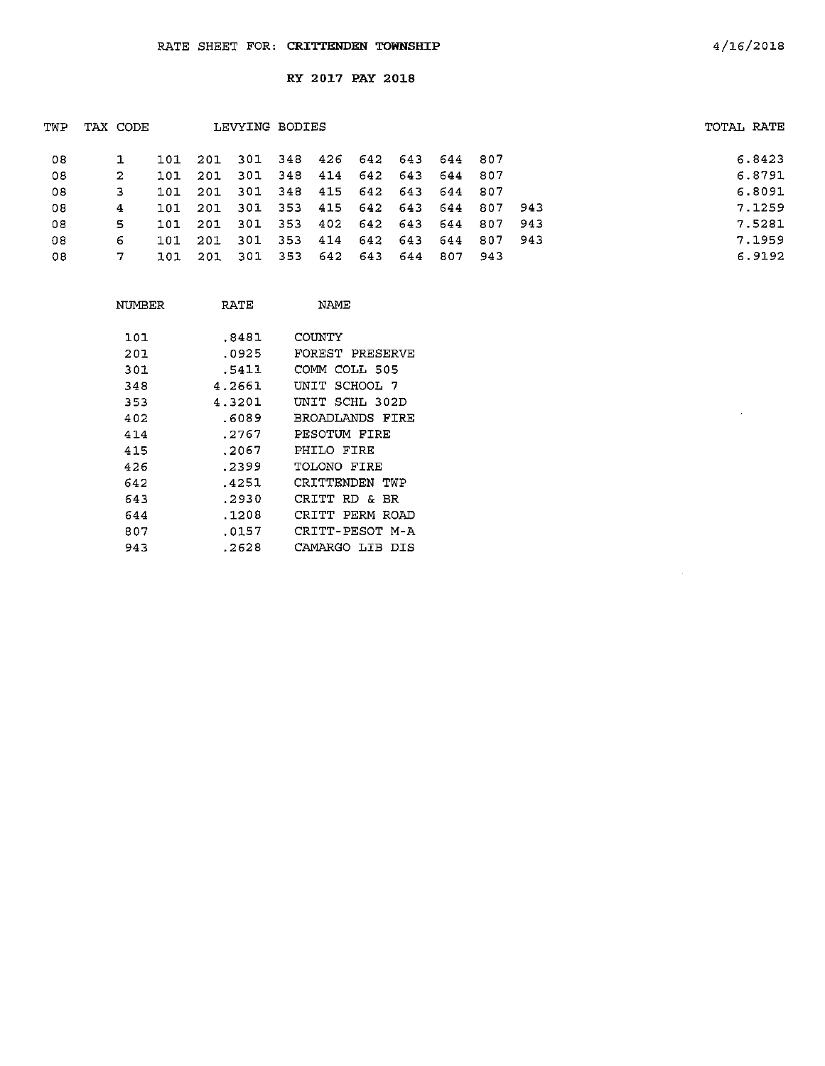RATE SHEET FOR: **CRITTENDEN TOWNSHIP**

4/16/2018

**RY 2017 PAY 2018**

| TWP | TAX CODE | LEVYING BODIES | | | | | | | | | | TOTAL RATE |
|---|---|---|---|---|---|---|---|---|---|---|---|---|
| 08 | 1 | 101 | 201 | 301 | 348 | 426 | 642 | 643 | 644 | 807 | | 6.8423 |
| 08 | 2 | 101 | 201 | 301 | 348 | 414 | 642 | 643 | 644 | 807 | | 6.8791 |
| 08 | 3 | 101 | 201 | 301 | 348 | 415 | 642 | 643 | 644 | 807 | | 6.8091 |
| 08 | 4 | 101 | 201 | 301 | 353 | 415 | 642 | 643 | 644 | 807 | 943 | 7.1259 |
| 08 | 5 | 101 | 201 | 301 | 353 | 402 | 642 | 643 | 644 | 807 | 943 | 7.5281 |
| 08 | 6 | 101 | 201 | 301 | 353 | 414 | 642 | 643 | 644 | 807 | 943 | 7.1959 |
| 08 | 7 | 101 | 201 | 301 | 353 | 642 | 643 | 644 | 807 | 943 | | 6.9192 |

| NUMBER | RATE | NAME |
|---|---|---|
| 101 | .8481 | COUNTY |
| 201 | .0925 | FOREST PRESERVE |
| 301 | .5411 | COMM COLL 505 |
| 348 | 4.2661 | UNIT SCHOOL 7 |
| 353 | 4.3201 | UNIT SCHL 302D |
| 402 | .6089 | BROADLANDS FIRE |
| 414 | .2767 | PESOTUM FIRE |
| 415 | .2067 | PHILO FIRE |
| 426 | .2399 | TOLONO FIRE |
| 642 | .4251 | CRITTENDEN TWP |
| 643 | .2930 | CRITT RD & BR |
| 644 | .1208 | CRITT PERM ROAD |
| 807 | .0157 | CRITT-PESOT M-A |
| 943 | .2628 | CAMARGO LIB DIS |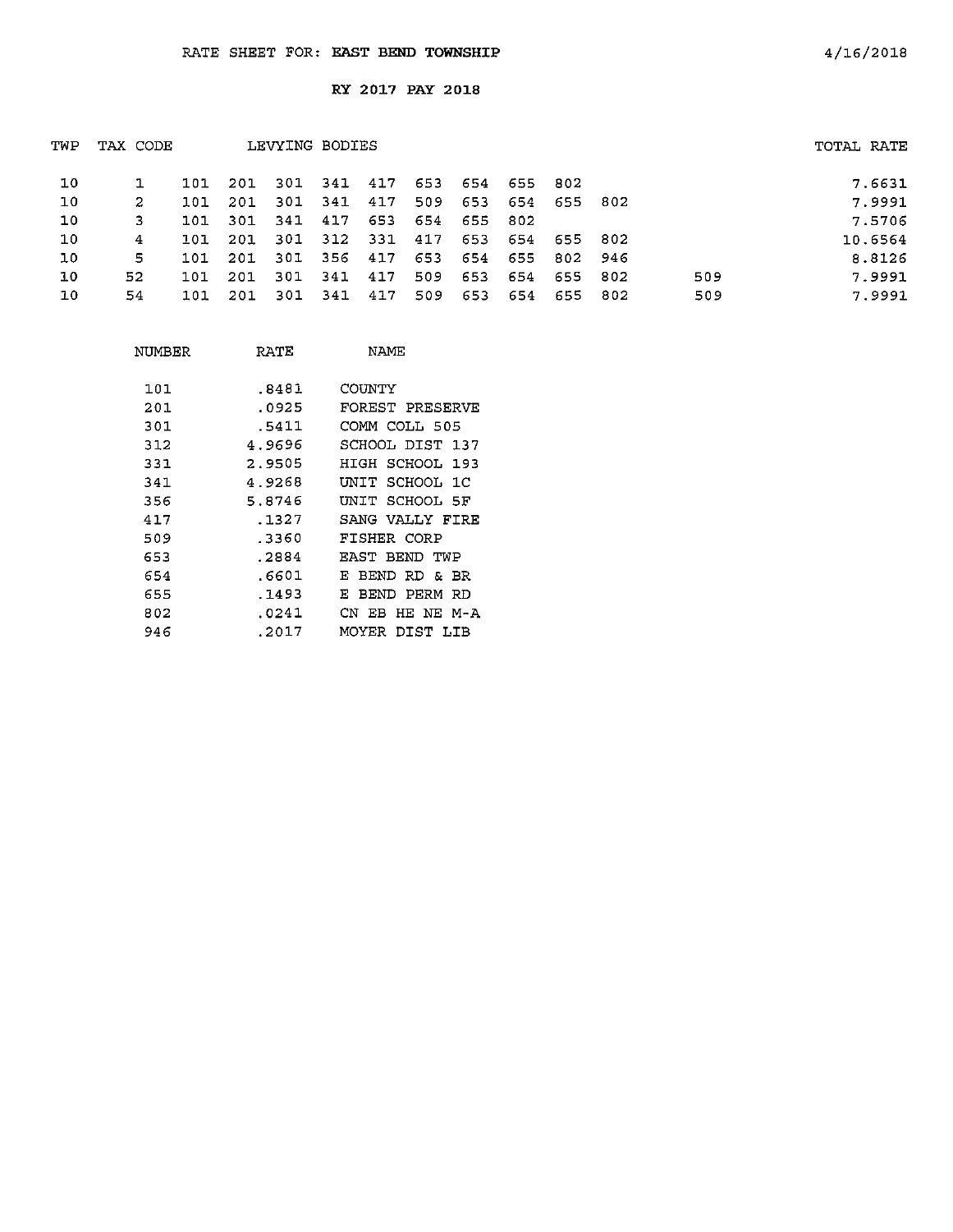RATE SHEET FOR: **EAST BEND TOWNSHIP** 4/16/2018

**RY 2017 PAY 2018**

| TWP | TAX CODE | LEVYING BODIES | | | | | | | | | | | TOTAL RATE |
|---|---|---|---|---|---|---|---|---|---|---|---|---|---|
| 10 | 1 | 101 | 201 | 301 | 341 | 417 | 653 | 654 | 655 | 802 | | | 7.6631 |
| 10 | 2 | 101 | 201 | 301 | 341 | 417 | 509 | 653 | 654 | 655 | 802 | | 7.9991 |
| 10 | 3 | 101 | 301 | 341 | 417 | 653 | 654 | 655 | 802 | | | | 7.5706 |
| 10 | 4 | 101 | 201 | 301 | 312 | 331 | 417 | 653 | 654 | 655 | 802 | | 10.6564 |
| 10 | 5 | 101 | 201 | 301 | 356 | 417 | 653 | 654 | 655 | 802 | 946 | | 8.8126 |
| 10 | 52 | 101 | 201 | 301 | 341 | 417 | 509 | 653 | 654 | 655 | 802 | 509 | 7.9991 |
| 10 | 54 | 101 | 201 | 301 | 341 | 417 | 509 | 653 | 654 | 655 | 802 | 509 | 7.9991 |

| NUMBER | RATE | NAME |
|---|---|---|
| 101 | .8481 | COUNTY |
| 201 | .0925 | FOREST PRESERVE |
| 301 | .5411 | COMM COLL 505 |
| 312 | 4.9696 | SCHOOL DIST 137 |
| 331 | 2.9505 | HIGH SCHOOL 193 |
| 341 | 4.9268 | UNIT SCHOOL 1C |
| 356 | 5.8746 | UNIT SCHOOL 5F |
| 417 | .1327 | SANG VALLY FIRE |
| 509 | .3360 | FISHER CORP |
| 653 | .2884 | EAST BEND TWP |
| 654 | .6601 | E BEND RD & BR |
| 655 | .1493 | E BEND PERM RD |
| 802 | .0241 | CN EB HE NE M-A |
| 946 | .2017 | MOYER DIST LIB |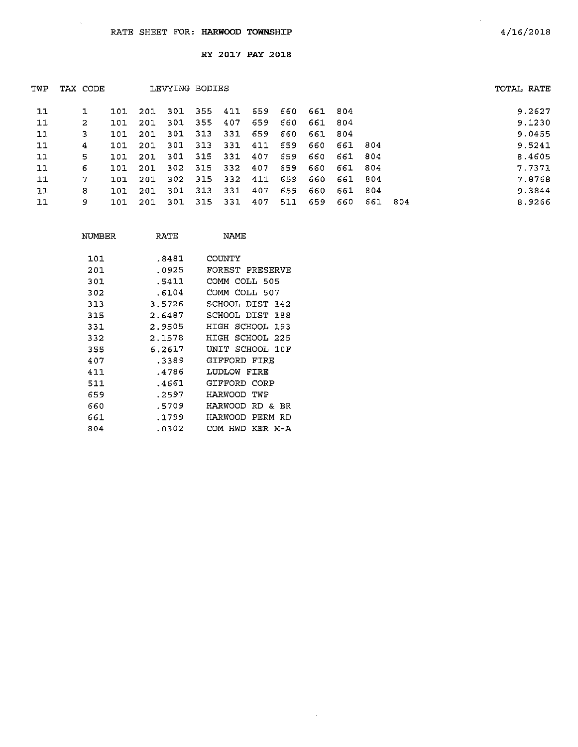RATE SHEET FOR: **HARWOOD TOWNSHIP** 4/16/2018

**RY 2017 PAY 2018**

| TWP | TAX CODE | LEVYING BODIES | | | | | | | | | | | TOTAL RATE |
|---|---|---|---|---|---|---|---|---|---|---|---|---|---|
| 11 | 1 | 101 | 201 | 301 | 355 | 411 | 659 | 660 | 661 | 804 | | | 9.2627 |
| 11 | 2 | 101 | 201 | 301 | 355 | 407 | 659 | 660 | 661 | 804 | | | 9.1230 |
| 11 | 3 | 101 | 201 | 301 | 313 | 331 | 659 | 660 | 661 | 804 | | | 9.0455 |
| 11 | 4 | 101 | 201 | 301 | 313 | 331 | 411 | 659 | 660 | 661 | 804 | | 9.5241 |
| 11 | 5 | 101 | 201 | 301 | 315 | 331 | 407 | 659 | 660 | 661 | 804 | | 8.4605 |
| 11 | 6 | 101 | 201 | 302 | 315 | 332 | 407 | 659 | 660 | 661 | 804 | | 7.7371 |
| 11 | 7 | 101 | 201 | 302 | 315 | 332 | 411 | 659 | 660 | 661 | 804 | | 7.8768 |
| 11 | 8 | 101 | 201 | 301 | 313 | 331 | 407 | 659 | 660 | 661 | 804 | | 9.3844 |
| 11 | 9 | 101 | 201 | 301 | 315 | 331 | 407 | 511 | 659 | 660 | 661 | 804 | 8.9266 |

| NUMBER | RATE | NAME |
|---|---|---|
| 101 | .8481 | COUNTY |
| 201 | .0925 | FOREST PRESERVE |
| 301 | .5411 | COMM COLL 505 |
| 302 | .6104 | COMM COLL 507 |
| 313 | 3.5726 | SCHOOL DIST 142 |
| 315 | 2.6487 | SCHOOL DIST 188 |
| 331 | 2.9505 | HIGH SCHOOL 193 |
| 332 | 2.1578 | HIGH SCHOOL 225 |
| 355 | 6.2617 | UNIT SCHOOL 10F |
| 407 | .3389 | GIFFORD FIRE |
| 411 | .4786 | LUDLOW FIRE |
| 511 | .4661 | GIFFORD CORP |
| 659 | .2597 | HARWOOD TWP |
| 660 | .5709 | HARWOOD RD & BR |
| 661 | .1799 | HARWOOD PERM RD |
| 804 | .0302 | COM HWD KER M-A |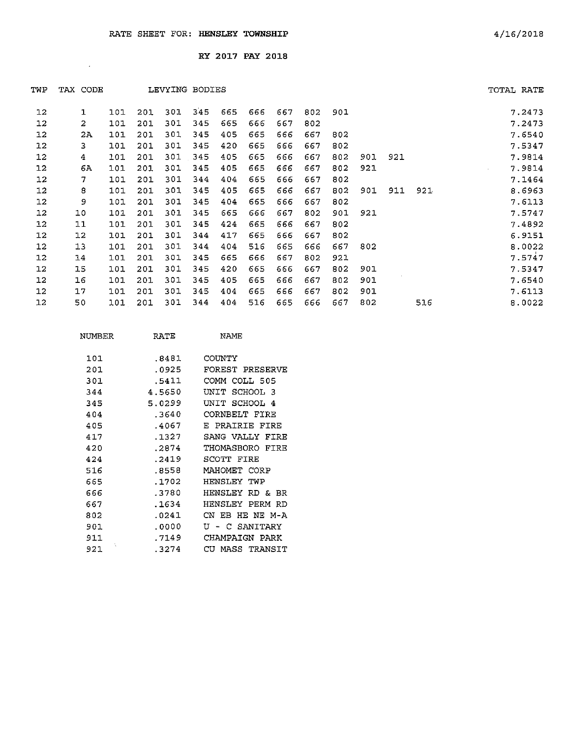RATE SHEET FOR: **HENSLEY TOWNSHIP** 4/16/2018

**RY 2017 PAY 2018**

| TWP | TAX CODE | LEVYING BODIES | | | | | | | | | | | | TOTAL RATE |
|---|---|---|---|---|---|---|---|---|---|---|---|---|---|---|
| 12 | 1 | 101 | 201 | 301 | 345 | 665 | 666 | 667 | 802 | 901 | | | | 7.2473 |
| 12 | 2 | 101 | 201 | 301 | 345 | 665 | 666 | 667 | 802 | | | | | 7.2473 |
| 12 | 2A | 101 | 201 | 301 | 345 | 405 | 665 | 666 | 667 | 802 | | | | 7.6540 |
| 12 | 3 | 101 | 201 | 301 | 345 | 420 | 665 | 666 | 667 | 802 | | | | 7.5347 |
| 12 | 4 | 101 | 201 | 301 | 345 | 405 | 665 | 666 | 667 | 802 | 901 | 921 | | 7.9814 |
| 12 | 6A | 101 | 201 | 301 | 345 | 405 | 665 | 666 | 667 | 802 | 921 | | | 7.9814 |
| 12 | 7 | 101 | 201 | 301 | 344 | 404 | 665 | 666 | 667 | 802 | | | | 7.1464 |
| 12 | 8 | 101 | 201 | 301 | 345 | 405 | 665 | 666 | 667 | 802 | 901 | 911 | 921 | 8.6963 |
| 12 | 9 | 101 | 201 | 301 | 345 | 404 | 665 | 666 | 667 | 802 | | | | 7.6113 |
| 12 | 10 | 101 | 201 | 301 | 345 | 665 | 666 | 667 | 802 | 901 | 921 | | | 7.5747 |
| 12 | 11 | 101 | 201 | 301 | 345 | 424 | 665 | 666 | 667 | 802 | | | | 7.4892 |
| 12 | 12 | 101 | 201 | 301 | 344 | 417 | 665 | 666 | 667 | 802 | | | | 6.9151 |
| 12 | 13 | 101 | 201 | 301 | 344 | 404 | 516 | 665 | 666 | 667 | 802 | | | 8.0022 |
| 12 | 14 | 101 | 201 | 301 | 345 | 665 | 666 | 667 | 802 | 921 | | | | 7.5747 |
| 12 | 15 | 101 | 201 | 301 | 345 | 420 | 665 | 666 | 667 | 802 | 901 | | | 7.5347 |
| 12 | 16 | 101 | 201 | 301 | 345 | 405 | 665 | 666 | 667 | 802 | 901 | | | 7.6540 |
| 12 | 17 | 101 | 201 | 301 | 345 | 404 | 665 | 666 | 667 | 802 | 901 | | | 7.6113 |
| 12 | 50 | 101 | 201 | 301 | 344 | 404 | 516 | 665 | 666 | 667 | 802 | | 516 | 8.0022 |

| NUMBER | RATE | NAME |
|---|---|---|
| 101 | .8481 | COUNTY |
| 201 | .0925 | FOREST PRESERVE |
| 301 | .5411 | COMM COLL 505 |
| 344 | 4.5650 | UNIT SCHOOL 3 |
| 345 | 5.0299 | UNIT SCHOOL 4 |
| 404 | .3640 | CORNBELT FIRE |
| 405 | .4067 | E PRAIRIE FIRE |
| 417 | .1327 | SANG VALLY FIRE |
| 420 | .2874 | THOMASBORO FIRE |
| 424 | .2419 | SCOTT FIRE |
| 516 | .8558 | MAHOMET CORP |
| 665 | .1702 | HENSLEY TWP |
| 666 | .3780 | HENSLEY RD & BR |
| 667 | .1634 | HENSLEY PERM RD |
| 802 | .0241 | CN EB HE NE M-A |
| 901 | .0000 | U - C SANITARY |
| 911 | .7149 | CHAMPAIGN PARK |
| 921 | .3274 | CU MASS TRANSIT |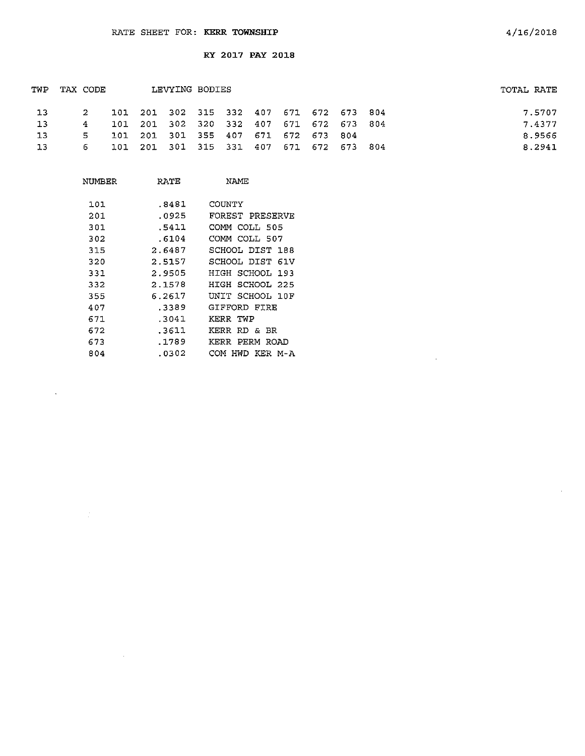RATE SHEET FOR: **KERR TOWNSHIP**

4/16/2018

**RY 2017 PAY 2018**

| TWP | TAX CODE | LEVYING BODIES | | | | | | | | | | TOTAL RATE |
|---|---|---|---|---|---|---|---|---|---|---|---|---|
| 13 | 2 | 101 | 201 | 302 | 315 | 332 | 407 | 671 | 672 | 673 | 804 | 7.5707 |
| 13 | 4 | 101 | 201 | 302 | 320 | 332 | 407 | 671 | 672 | 673 | 804 | 7.4377 |
| 13 | 5 | 101 | 201 | 301 | 355 | 407 | 671 | 672 | 673 | 804 | | 8.9566 |
| 13 | 6 | 101 | 201 | 301 | 315 | 331 | 407 | 671 | 672 | 673 | 804 | 8.2941 |

| NUMBER | RATE | NAME |
|---|---|---|
| 101 | .8481 | COUNTY |
| 201 | .0925 | FOREST PRESERVE |
| 301 | .5411 | COMM COLL 505 |
| 302 | .6104 | COMM COLL 507 |
| 315 | 2.6487 | SCHOOL DIST 188 |
| 320 | 2.5157 | SCHOOL DIST 61V |
| 331 | 2.9505 | HIGH SCHOOL 193 |
| 332 | 2.1578 | HIGH SCHOOL 225 |
| 355 | 6.2617 | UNIT SCHOOL 10F |
| 407 | .3389 | GIFFORD FIRE |
| 671 | .3041 | KERR TWP |
| 672 | .3611 | KERR RD & BR |
| 673 | .1789 | KERR PERM ROAD |
| 804 | .0302 | COM HWD KER M-A |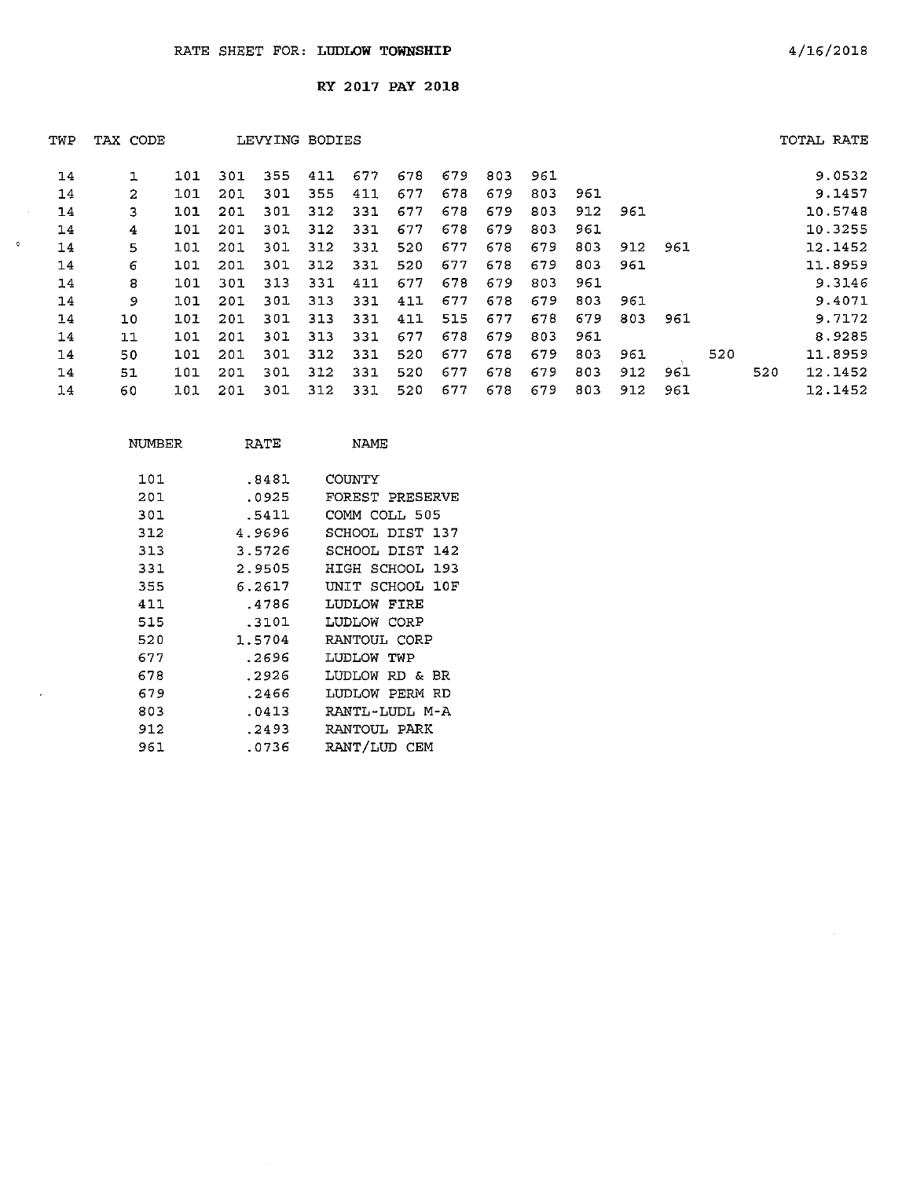RATE SHEET FOR: **LUDLOW TOWNSHIP** 4/16/2018

**RY 2017 PAY 2018**

| TWP | TAX CODE | LEVYING BODIES | | | | | | | | | | | | | | TOTAL RATE |
|---|---|---|---|---|---|---|---|---|---|---|---|---|---|---|---|---|
| 14 | 1 | 101 | 301 | 355 | 411 | 677 | 678 | 679 | 803 | 961 | | | | | | 9.0532 |
| 14 | 2 | 101 | 201 | 301 | 355 | 411 | 677 | 678 | 679 | 803 | 961 | | | | | 9.1457 |
| 14 | 3 | 101 | 201 | 301 | 312 | 331 | 677 | 678 | 679 | 803 | 912 | 961 | | | | 10.5748 |
| 14 | 4 | 101 | 201 | 301 | 312 | 331 | 677 | 678 | 679 | 803 | 961 | | | | | 10.3255 |
| 14 | 5 | 101 | 201 | 301 | 312 | 331 | 520 | 677 | 678 | 679 | 803 | 912 | 961 | | | 12.1452 |
| 14 | 6 | 101 | 201 | 301 | 312 | 331 | 520 | 677 | 678 | 679 | 803 | 961 | | | | 11.8959 |
| 14 | 8 | 101 | 301 | 313 | 331 | 411 | 677 | 678 | 679 | 803 | 961 | | | | | 9.3146 |
| 14 | 9 | 101 | 201 | 301 | 313 | 331 | 411 | 677 | 678 | 679 | 803 | 961 | | | | 9.4071 |
| 14 | 10 | 101 | 201 | 301 | 313 | 331 | 411 | 515 | 677 | 678 | 679 | 803 | 961 | | | 9.7172 |
| 14 | 11 | 101 | 201 | 301 | 313 | 331 | 677 | 678 | 679 | 803 | 961 | | | | | 8.9285 |
| 14 | 50 | 101 | 201 | 301 | 312 | 331 | 520 | 677 | 678 | 679 | 803 | 961 | | 520 | | 11.8959 |
| 14 | 51 | 101 | 201 | 301 | 312 | 331 | 520 | 677 | 678 | 679 | 803 | 912 | 961 | | 520 | 12.1452 |
| 14 | 60 | 101 | 201 | 301 | 312 | 331 | 520 | 677 | 678 | 679 | 803 | 912 | 961 | | | 12.1452 |

| NUMBER | RATE | NAME |
|---|---|---|
| 101 | .8481 | COUNTY |
| 201 | .0925 | FOREST PRESERVE |
| 301 | .5411 | COMM COLL 505 |
| 312 | 4.9696 | SCHOOL DIST 137 |
| 313 | 3.5726 | SCHOOL DIST 142 |
| 331 | 2.9505 | HIGH SCHOOL 193 |
| 355 | 6.2617 | UNIT SCHOOL 10F |
| 411 | .4786 | LUDLOW FIRE |
| 515 | .3101 | LUDLOW CORP |
| 520 | 1.5704 | RANTOUL CORP |
| 677 | .2696 | LUDLOW TWP |
| 678 | .2926 | LUDLOW RD & BR |
| 679 | .2466 | LUDLOW PERM RD |
| 803 | .0413 | RANTL-LUDL M-A |
| 912 | .2493 | RANTOUL PARK |
| 961 | .0736 | RANT/LUD CEM |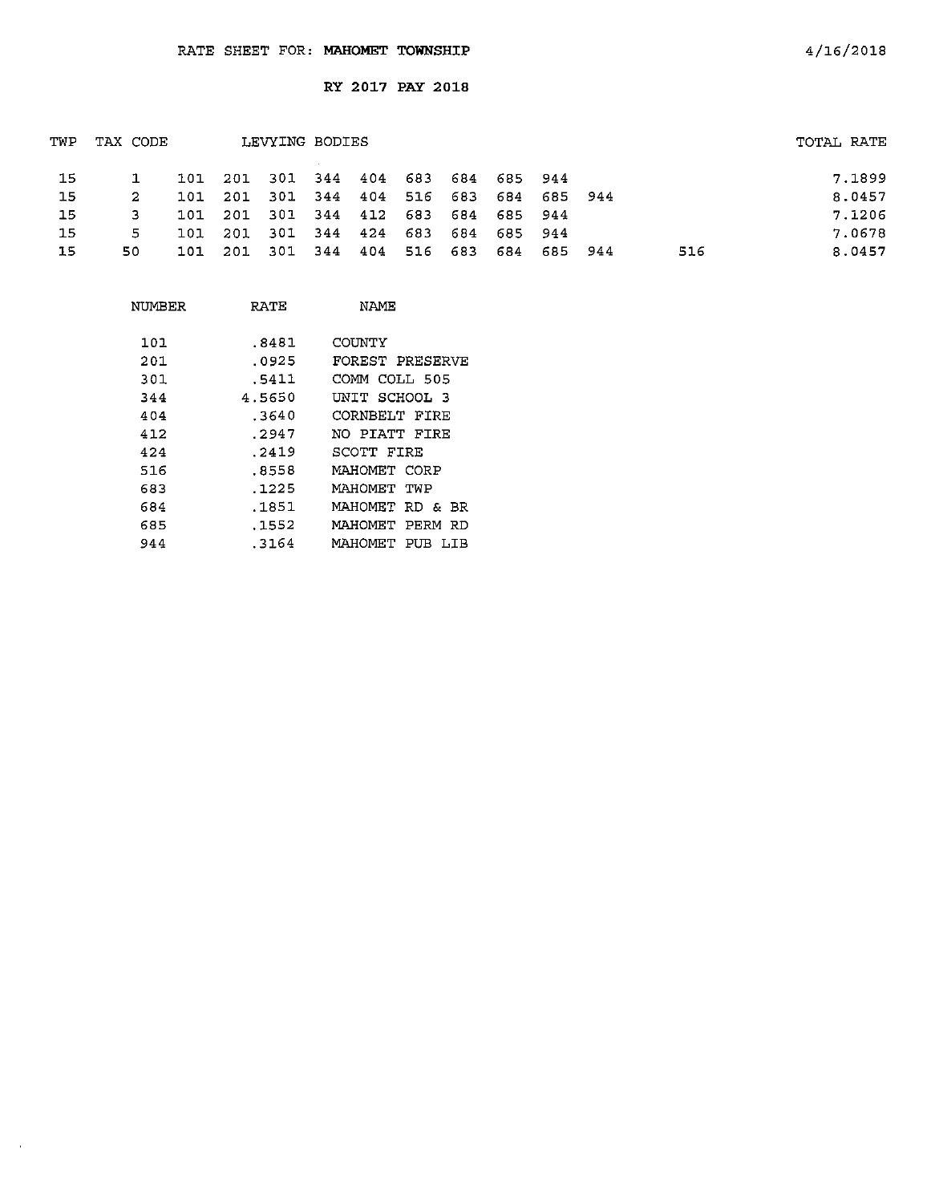RATE SHEET FOR: **MAHOMET TOWNSHIP**

4/16/2018

**RY 2017 PAY 2018**

| TWP | TAX CODE | LEVYING BODIES | | | | | | | | | | | TOTAL RATE |
|---|---|---|---|---|---|---|---|---|---|---|---|---|---|
| 15 | 1 | 101 | 201 | 301 | 344 | 404 | 683 | 684 | 685 | 944 | | | 7.1899 |
| 15 | 2 | 101 | 201 | 301 | 344 | 404 | 516 | 683 | 684 | 685 | 944 | | 8.0457 |
| 15 | 3 | 101 | 201 | 301 | 344 | 412 | 683 | 684 | 685 | 944 | | | 7.1206 |
| 15 | 5 | 101 | 201 | 301 | 344 | 424 | 683 | 684 | 685 | 944 | | | 7.0678 |
| 15 | 50 | 101 | 201 | 301 | 344 | 404 | 516 | 683 | 684 | 685 | 944 | 516 | 8.0457 |

| NUMBER | RATE | NAME |
|---|---|---|
| 101 | .8481 | COUNTY |
| 201 | .0925 | FOREST PRESERVE |
| 301 | .5411 | COMM COLL 505 |
| 344 | 4.5650 | UNIT SCHOOL 3 |
| 404 | .3640 | CORNBELT FIRE |
| 412 | .2947 | NO PIATT FIRE |
| 424 | .2419 | SCOTT FIRE |
| 516 | .8558 | MAHOMET CORP |
| 683 | .1225 | MAHOMET TWP |
| 684 | .1851 | MAHOMET RD & BR |
| 685 | .1552 | MAHOMET PERM RD |
| 944 | .3164 | MAHOMET PUB LIB |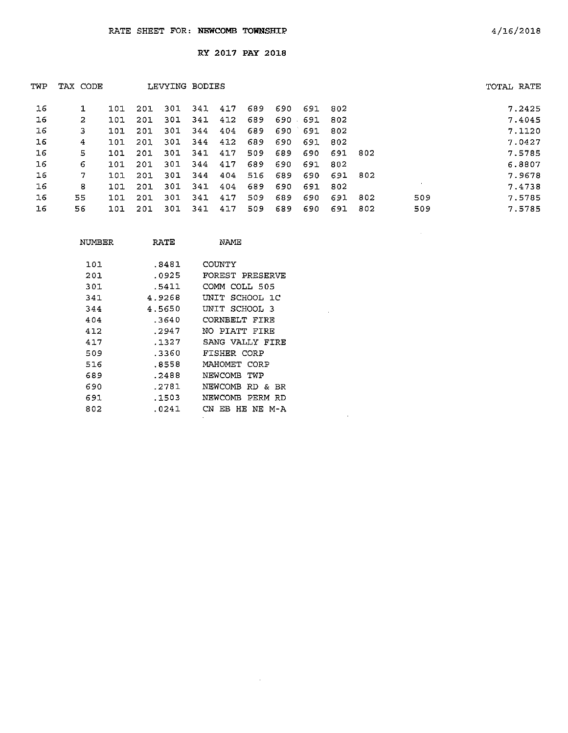RATE SHEET FOR: **NEWCOMB TOWNSHIP** 4/16/2018

**RY 2017 PAY 2018**

| TWP | TAX CODE | LEVYING BODIES | | | | | | | | | | | TOTAL RATE |
|---|---|---|---|---|---|---|---|---|---|---|---|---|---|
| 16 | 1 | 101 | 201 | 301 | 341 | 417 | 689 | 690 | 691 | 802 | | | 7.2425 |
| 16 | 2 | 101 | 201 | 301 | 341 | 412 | 689 | 690 | 691 | 802 | | | 7.4045 |
| 16 | 3 | 101 | 201 | 301 | 344 | 404 | 689 | 690 | 691 | 802 | | | 7.1120 |
| 16 | 4 | 101 | 201 | 301 | 344 | 412 | 689 | 690 | 691 | 802 | | | 7.0427 |
| 16 | 5 | 101 | 201 | 301 | 341 | 417 | 509 | 689 | 690 | 691 | 802 | | 7.5785 |
| 16 | 6 | 101 | 201 | 301 | 344 | 417 | 689 | 690 | 691 | 802 | | | 6.8807 |
| 16 | 7 | 101 | 201 | 301 | 344 | 404 | 516 | 689 | 690 | 691 | 802 | | 7.9678 |
| 16 | 8 | 101 | 201 | 301 | 341 | 404 | 689 | 690 | 691 | 802 | | | 7.4738 |
| 16 | 55 | 101 | 201 | 301 | 341 | 417 | 509 | 689 | 690 | 691 | 802 | 509 | 7.5785 |
| 16 | 56 | 101 | 201 | 301 | 341 | 417 | 509 | 689 | 690 | 691 | 802 | 509 | 7.5785 |

| NUMBER | RATE | NAME |
|---|---|---|
| 101 | .8481 | COUNTY |
| 201 | .0925 | FOREST PRESERVE |
| 301 | .5411 | COMM COLL 505 |
| 341 | 4.9268 | UNIT SCHOOL 1C |
| 344 | 4.5650 | UNIT SCHOOL 3 |
| 404 | .3640 | CORNBELT FIRE |
| 412 | .2947 | NO PIATT FIRE |
| 417 | .1327 | SANG VALLY FIRE |
| 509 | .3360 | FISHER CORP |
| 516 | .8558 | MAHOMET CORP |
| 689 | .2488 | NEWCOMB TWP |
| 690 | .2781 | NEWCOMB RD & BR |
| 691 | .1503 | NEWCOMB PERM RD |
| 802 | .0241 | CN EB HE NE M-A |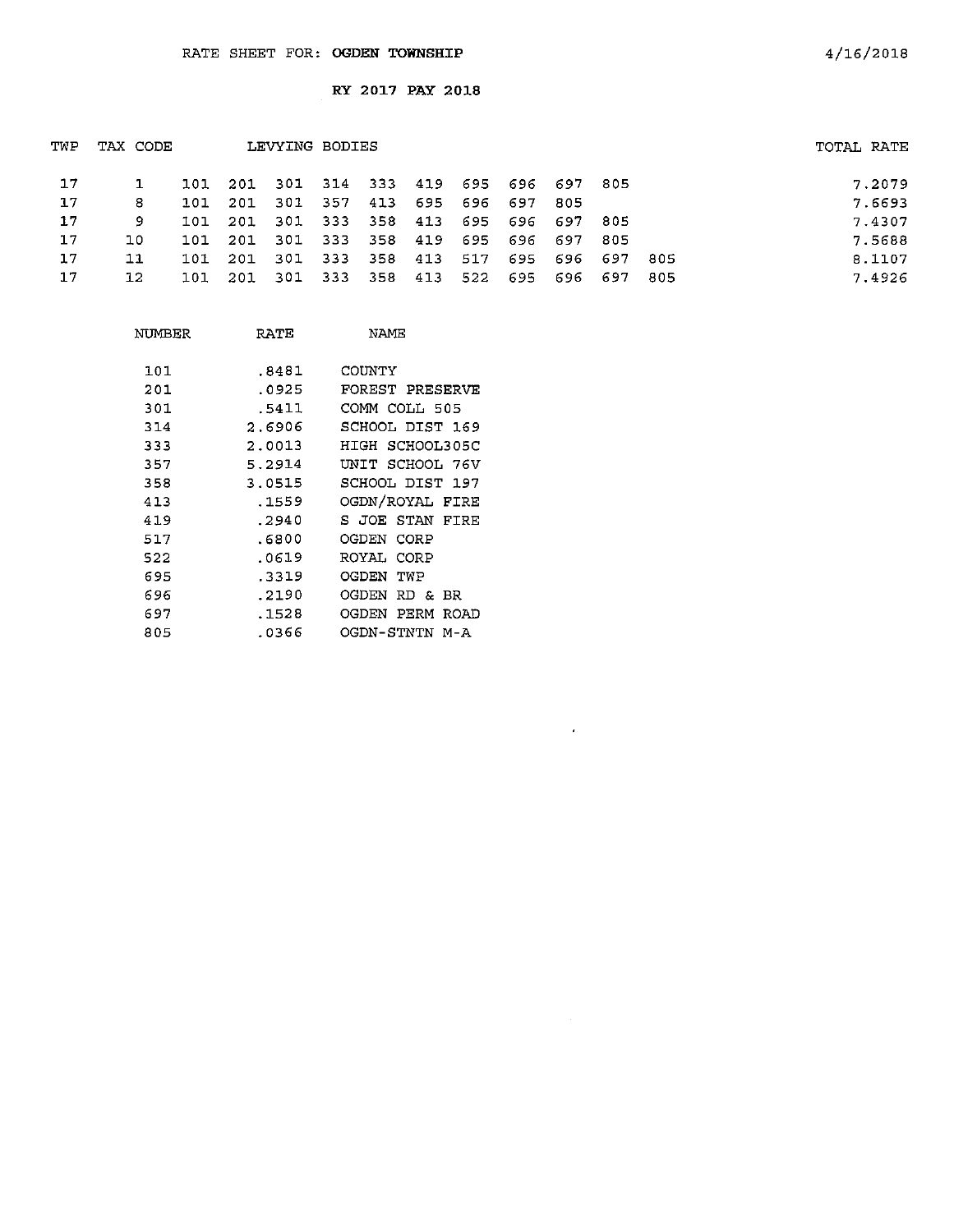RATE SHEET FOR: **OGDEN TOWNSHIP**

4/16/2018

**RY 2017 PAY 2018**

| TWP | TAX CODE | LEVYING BODIES | | | | | | | | | | | TOTAL RATE |
|---|---|---|---|---|---|---|---|---|---|---|---|---|---|
| 17 | 1 | 101 | 201 | 301 | 314 | 333 | 419 | 695 | 696 | 697 | 805 | | 7.2079 |
| 17 | 8 | 101 | 201 | 301 | 357 | 413 | 695 | 696 | 697 | 805 | | | 7.6693 |
| 17 | 9 | 101 | 201 | 301 | 333 | 358 | 413 | 695 | 696 | 697 | 805 | | 7.4307 |
| 17 | 10 | 101 | 201 | 301 | 333 | 358 | 419 | 695 | 696 | 697 | 805 | | 7.5688 |
| 17 | 11 | 101 | 201 | 301 | 333 | 358 | 413 | 517 | 695 | 696 | 697 | 805 | 8.1107 |
| 17 | 12 | 101 | 201 | 301 | 333 | 358 | 413 | 522 | 695 | 696 | 697 | 805 | 7.4926 |

| NUMBER | RATE | NAME |
|---|---|---|
| 101 | .8481 | COUNTY |
| 201 | .0925 | FOREST PRESERVE |
| 301 | .5411 | COMM COLL 505 |
| 314 | 2.6906 | SCHOOL DIST 169 |
| 333 | 2.0013 | HIGH SCHOOL305C |
| 357 | 5.2914 | UNIT SCHOOL 76V |
| 358 | 3.0515 | SCHOOL DIST 197 |
| 413 | .1559 | OGDN/ROYAL FIRE |
| 419 | .2940 | S JOE STAN FIRE |
| 517 | .6800 | OGDEN CORP |
| 522 | .0619 | ROYAL CORP |
| 695 | .3319 | OGDEN TWP |
| 696 | .2190 | OGDEN RD & BR |
| 697 | .1528 | OGDEN PERM ROAD |
| 805 | .0366 | OGDN-STNTN M-A |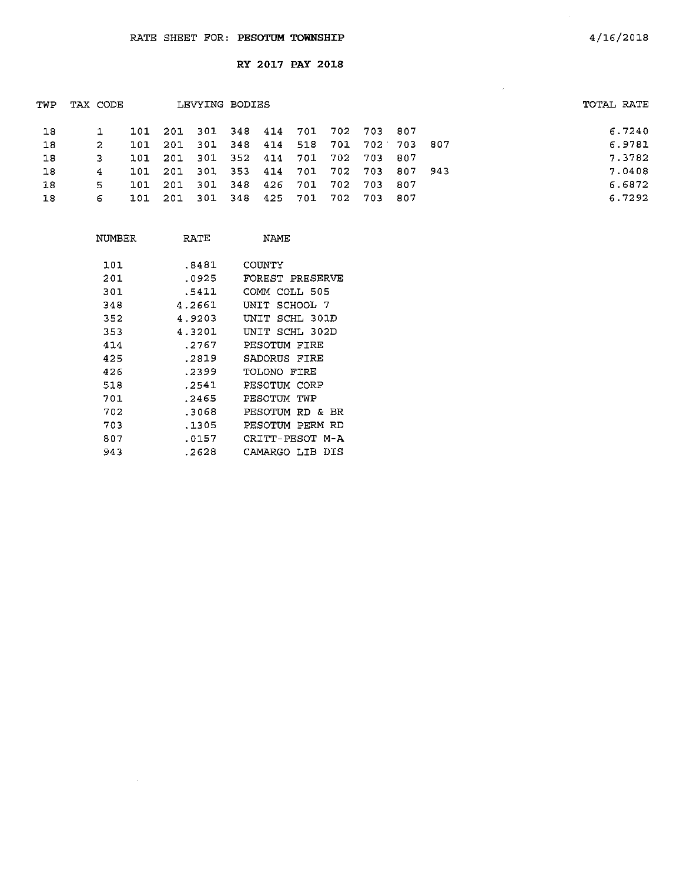RATE SHEET FOR: **PESOTUM TOWNSHIP**

4/16/2018

**RY 2017 PAY 2018**

| TWP | TAX CODE | LEVYING BODIES | | | | | | | | | | TOTAL RATE |
|---|---|---|---|---|---|---|---|---|---|---|---|---|
| 18 | 1 | 101 | 201 | 301 | 348 | 414 | 701 | 702 | 703 | 807 | | 6.7240 |
| 18 | 2 | 101 | 201 | 301 | 348 | 414 | 518 | 701 | 702 | 703 | 807 | 6.9781 |
| 18 | 3 | 101 | 201 | 301 | 352 | 414 | 701 | 702 | 703 | 807 | | 7.3782 |
| 18 | 4 | 101 | 201 | 301 | 353 | 414 | 701 | 702 | 703 | 807 | 943 | 7.0408 |
| 18 | 5 | 101 | 201 | 301 | 348 | 426 | 701 | 702 | 703 | 807 | | 6.6872 |
| 18 | 6 | 101 | 201 | 301 | 348 | 425 | 701 | 702 | 703 | 807 | | 6.7292 |

| NUMBER | RATE | NAME |
|---|---|---|
| 101 | .8481 | COUNTY |
| 201 | .0925 | FOREST PRESERVE |
| 301 | .5411 | COMM COLL 505 |
| 348 | 4.2661 | UNIT SCHOOL 7 |
| 352 | 4.9203 | UNIT SCHL 301D |
| 353 | 4.3201 | UNIT SCHL 302D |
| 414 | .2767 | PESOTUM FIRE |
| 425 | .2819 | SADORUS FIRE |
| 426 | .2399 | TOLONO FIRE |
| 518 | .2541 | PESOTUM CORP |
| 701 | .2465 | PESOTUM TWP |
| 702 | .3068 | PESOTUM RD & BR |
| 703 | .1305 | PESOTUM PERM RD |
| 807 | .0157 | CRITT-PESOT M-A |
| 943 | .2628 | CAMARGO LIB DIS |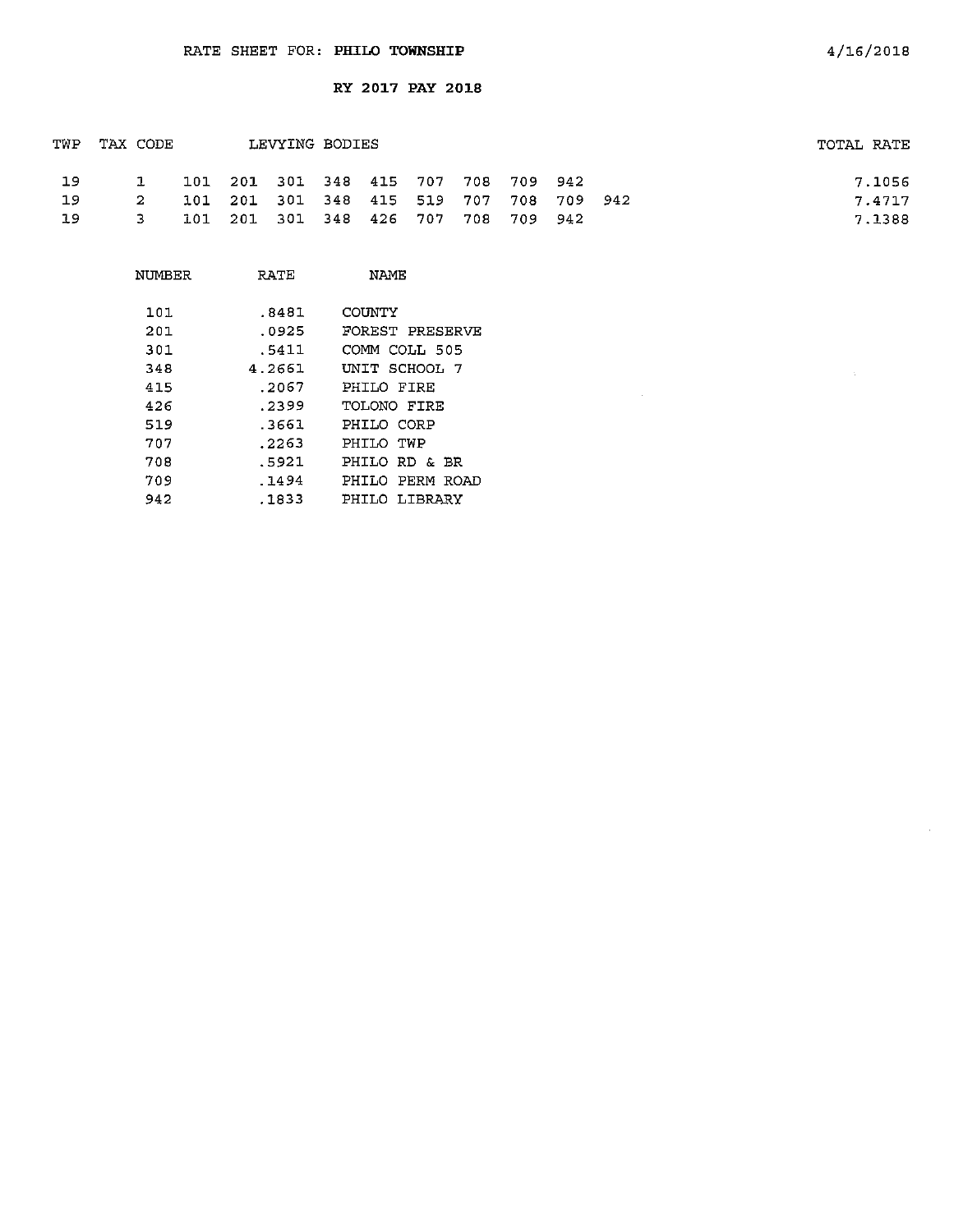RATE SHEET FOR: **PHILO TOWNSHIP**

4/16/2018

**RY 2017 PAY 2018**

| TWP | TAX CODE | LEVYING BODIES | TOTAL RATE |
|---|---|---|---|
| 19 | 1 | 101 201 301 348 415 707 708 709 942 | 7.1056 |
| 19 | 2 | 101 201 301 348 415 519 707 708 709 942 | 7.4717 |
| 19 | 3 | 101 201 301 348 426 707 708 709 942 | 7.1388 |

| NUMBER | RATE | NAME |
|---|---|---|
| 101 | .8481 | COUNTY |
| 201 | .0925 | FOREST PRESERVE |
| 301 | .5411 | COMM COLL 505 |
| 348 | 4.2661 | UNIT SCHOOL 7 |
| 415 | .2067 | PHILO FIRE |
| 426 | .2399 | TOLONO FIRE |
| 519 | .3661 | PHILO CORP |
| 707 | .2263 | PHILO TWP |
| 708 | .5921 | PHILO RD & BR |
| 709 | .1494 | PHILO PERM ROAD |
| 942 | .1833 | PHILO LIBRARY |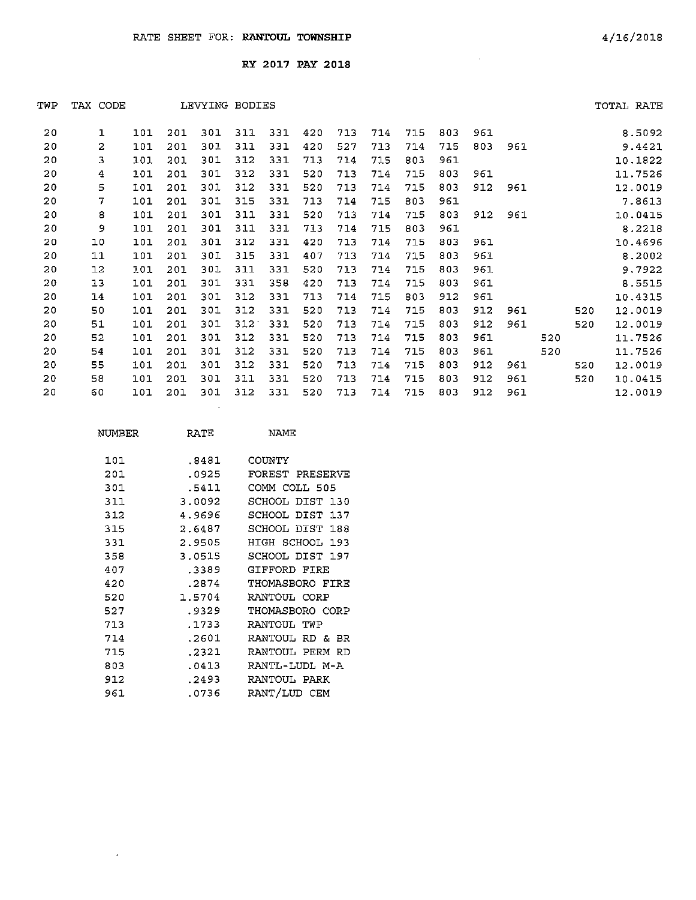RATE SHEET FOR: **RANTOUL TOWNSHIP** 4/16/2018

**RY 2017 PAY 2018**

| TWP | TAX CODE | LEVYING BODIES | | | | | | | | | | | | | | TOTAL RATE |
|---|---|---|---|---|---|---|---|---|---|---|---|---|---|---|---|---|
| 20 | 1 | 101 | 201 | 301 | 311 | 331 | 420 | 713 | 714 | 715 | 803 | 961 | | | | 8.5092 |
| 20 | 2 | 101 | 201 | 301 | 311 | 331 | 420 | 527 | 713 | 714 | 715 | 803 | 961 | | | 9.4421 |
| 20 | 3 | 101 | 201 | 301 | 312 | 331 | 713 | 714 | 715 | 803 | 961 | | | | | 10.1822 |
| 20 | 4 | 101 | 201 | 301 | 312 | 331 | 520 | 713 | 714 | 715 | 803 | 961 | | | | 11.7526 |
| 20 | 5 | 101 | 201 | 301 | 312 | 331 | 520 | 713 | 714 | 715 | 803 | 912 | 961 | | | 12.0019 |
| 20 | 7 | 101 | 201 | 301 | 315 | 331 | 713 | 714 | 715 | 803 | 961 | | | | | 7.8613 |
| 20 | 8 | 101 | 201 | 301 | 311 | 331 | 520 | 713 | 714 | 715 | 803 | 912 | 961 | | | 10.0415 |
| 20 | 9 | 101 | 201 | 301 | 311 | 331 | 713 | 714 | 715 | 803 | 961 | | | | | 8.2218 |
| 20 | 10 | 101 | 201 | 301 | 312 | 331 | 420 | 713 | 714 | 715 | 803 | 961 | | | | 10.4696 |
| 20 | 11 | 101 | 201 | 301 | 315 | 331 | 407 | 713 | 714 | 715 | 803 | 961 | | | | 8.2002 |
| 20 | 12 | 101 | 201 | 301 | 311 | 331 | 520 | 713 | 714 | 715 | 803 | 961 | | | | 9.7922 |
| 20 | 13 | 101 | 201 | 301 | 331 | 358 | 420 | 713 | 714 | 715 | 803 | 961 | | | | 8.5515 |
| 20 | 14 | 101 | 201 | 301 | 312 | 331 | 713 | 714 | 715 | 803 | 912 | 961 | | | | 10.4315 |
| 20 | 50 | 101 | 201 | 301 | 312 | 331 | 520 | 713 | 714 | 715 | 803 | 912 | 961 | | 520 | 12.0019 |
| 20 | 51 | 101 | 201 | 301 | 312 | 331 | 520 | 713 | 714 | 715 | 803 | 912 | 961 | | 520 | 12.0019 |
| 20 | 52 | 101 | 201 | 301 | 312 | 331 | 520 | 713 | 714 | 715 | 803 | 961 | | 520 | | 11.7526 |
| 20 | 54 | 101 | 201 | 301 | 312 | 331 | 520 | 713 | 714 | 715 | 803 | 961 | | 520 | | 11.7526 |
| 20 | 55 | 101 | 201 | 301 | 312 | 331 | 520 | 713 | 714 | 715 | 803 | 912 | 961 | | 520 | 12.0019 |
| 20 | 58 | 101 | 201 | 301 | 311 | 331 | 520 | 713 | 714 | 715 | 803 | 912 | 961 | | 520 | 10.0415 |
| 20 | 60 | 101 | 201 | 301 | 312 | 331 | 520 | 713 | 714 | 715 | 803 | 912 | 961 | | | 12.0019 |

| NUMBER | RATE | NAME |
|---|---|---|
| 101 | .8481 | COUNTY |
| 201 | .0925 | FOREST PRESERVE |
| 301 | .5411 | COMM COLL 505 |
| 311 | 3.0092 | SCHOOL DIST 130 |
| 312 | 4.9696 | SCHOOL DIST 137 |
| 315 | 2.6487 | SCHOOL DIST 188 |
| 331 | 2.9505 | HIGH SCHOOL 193 |
| 358 | 3.0515 | SCHOOL DIST 197 |
| 407 | .3389 | GIFFORD FIRE |
| 420 | .2874 | THOMASBORO FIRE |
| 520 | 1.5704 | RANTOUL CORP |
| 527 | .9329 | THOMASBORO CORP |
| 713 | .1733 | RANTOUL TWP |
| 714 | .2601 | RANTOUL RD & BR |
| 715 | .2321 | RANTOUL PERM RD |
| 803 | .0413 | RANTL-LUDL M-A |
| 912 | .2493 | RANTOUL PARK |
| 961 | .0736 | RANT/LUD CEM |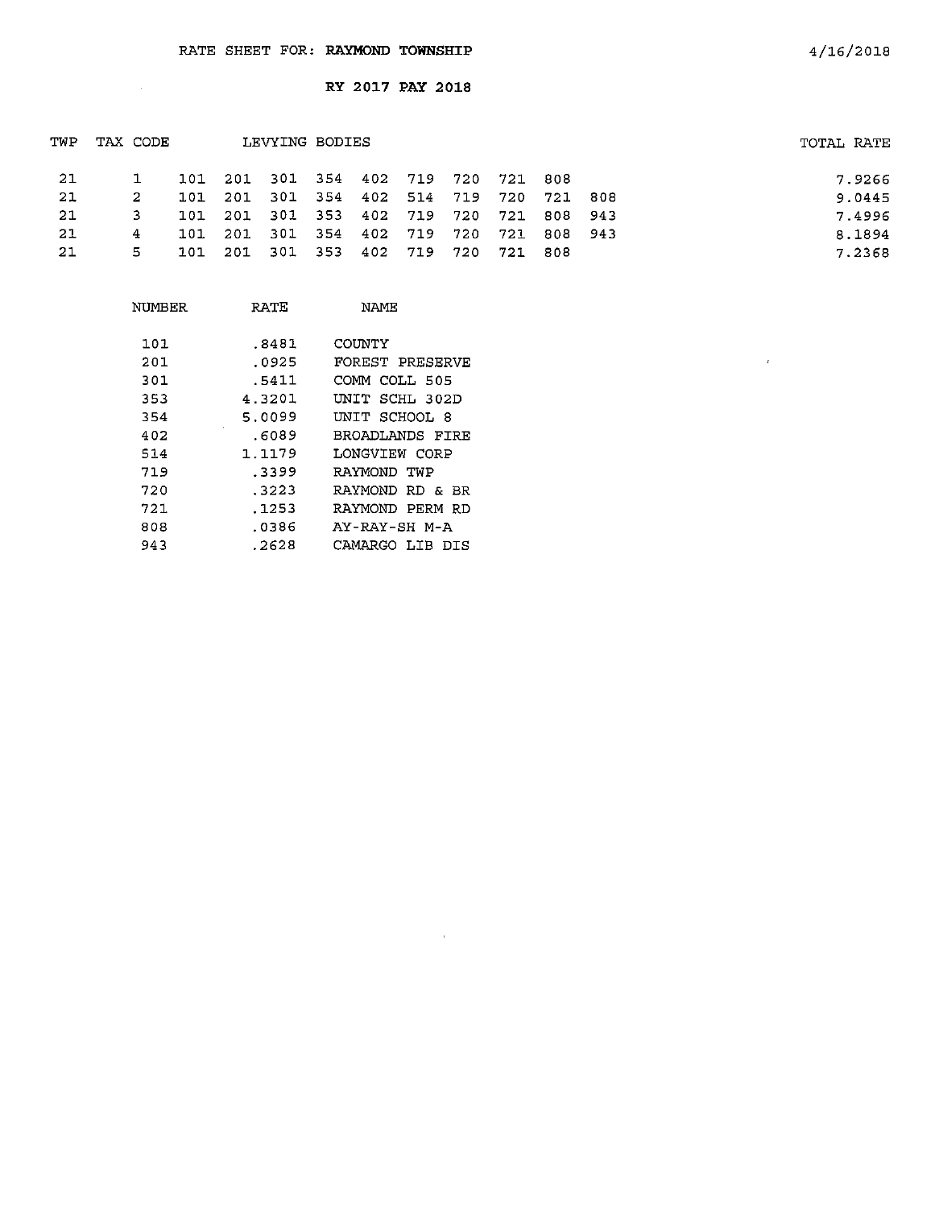RATE SHEET FOR: **RAYMOND TOWNSHIP** 4/16/2018

**RY 2017 PAY 2018**

| TWP | TAX CODE | LEVYING BODIES | | | | | | | | | | TOTAL RATE |
|---|---|---|---|---|---|---|---|---|---|---|---|---|
| 21 | 1 | 101 | 201 | 301 | 354 | 402 | 719 | 720 | 721 | 808 | | 7.9266 |
| 21 | 2 | 101 | 201 | 301 | 354 | 402 | 514 | 719 | 720 | 721 | 808 | 9.0445 |
| 21 | 3 | 101 | 201 | 301 | 353 | 402 | 719 | 720 | 721 | 808 | 943 | 7.4996 |
| 21 | 4 | 101 | 201 | 301 | 354 | 402 | 719 | 720 | 721 | 808 | 943 | 8.1894 |
| 21 | 5 | 101 | 201 | 301 | 353 | 402 | 719 | 720 | 721 | 808 | | 7.2368 |

| NUMBER | RATE | NAME |
|---|---|---|
| 101 | .8481 | COUNTY |
| 201 | .0925 | FOREST PRESERVE |
| 301 | .5411 | COMM COLL 505 |
| 353 | 4.3201 | UNIT SCHL 302D |
| 354 | 5.0099 | UNIT SCHOOL 8 |
| 402 | .6089 | BROADLANDS FIRE |
| 514 | 1.1179 | LONGVIEW CORP |
| 719 | .3399 | RAYMOND TWP |
| 720 | .3223 | RAYMOND RD & BR |
| 721 | .1253 | RAYMOND PERM RD |
| 808 | .0386 | AY-RAY-SH M-A |
| 943 | .2628 | CAMARGO LIB DIS |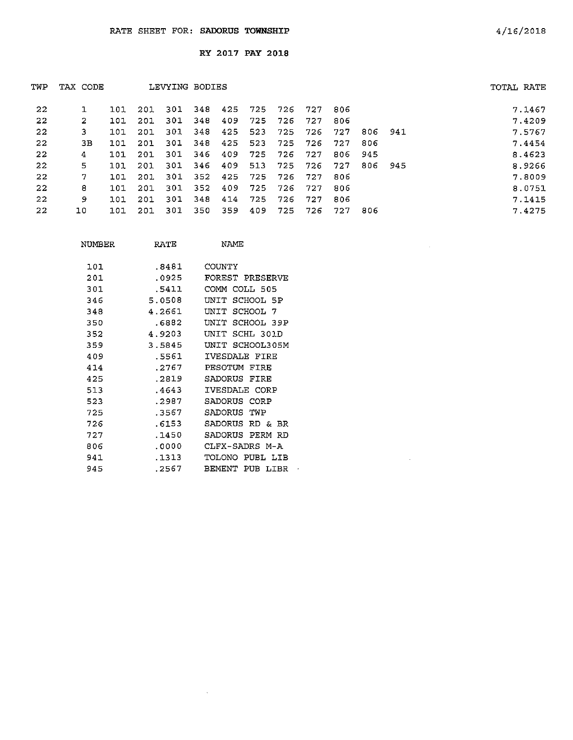RATE SHEET FOR: **SADORUS TOWNSHIP**

4/16/2018

**RY 2017 PAY 2018**

| TWP | TAX CODE | LEVYING BODIES | | | | | | | | | | | TOTAL RATE |
|---|---|---|---|---|---|---|---|---|---|---|---|---|---|
| 22 | 1 | 101 | 201 | 301 | 348 | 425 | 725 | 726 | 727 | 806 | | | 7.1467 |
| 22 | 2 | 101 | 201 | 301 | 348 | 409 | 725 | 726 | 727 | 806 | | | 7.4209 |
| 22 | 3 | 101 | 201 | 301 | 348 | 425 | 523 | 725 | 726 | 727 | 806 | 941 | 7.5767 |
| 22 | 3B | 101 | 201 | 301 | 348 | 425 | 523 | 725 | 726 | 727 | 806 | | 7.4454 |
| 22 | 4 | 101 | 201 | 301 | 346 | 409 | 725 | 726 | 727 | 806 | 945 | | 8.4623 |
| 22 | 5 | 101 | 201 | 301 | 346 | 409 | 513 | 725 | 726 | 727 | 806 | 945 | 8.9266 |
| 22 | 7 | 101 | 201 | 301 | 352 | 425 | 725 | 726 | 727 | 806 | | | 7.8009 |
| 22 | 8 | 101 | 201 | 301 | 352 | 409 | 725 | 726 | 727 | 806 | | | 8.0751 |
| 22 | 9 | 101 | 201 | 301 | 348 | 414 | 725 | 726 | 727 | 806 | | | 7.1415 |
| 22 | 10 | 101 | 201 | 301 | 350 | 359 | 409 | 725 | 726 | 727 | 806 | | 7.4275 |

| NUMBER | RATE | NAME |
|---|---|---|
| 101 | .8481 | COUNTY |
| 201 | .0925 | FOREST PRESERVE |
| 301 | .5411 | COMM COLL 505 |
| 346 | 5.0508 | UNIT SCHOOL 5P |
| 348 | 4.2661 | UNIT SCHOOL 7 |
| 350 | .6882 | UNIT SCHOOL 39P |
| 352 | 4.9203 | UNIT SCHL 301D |
| 359 | 3.5845 | UNIT SCHOOL305M |
| 409 | .5561 | IVESDALE FIRE |
| 414 | .2767 | PESOTUM FIRE |
| 425 | .2819 | SADORUS FIRE |
| 513 | .4643 | IVESDALE CORP |
| 523 | .2987 | SADORUS CORP |
| 725 | .3567 | SADORUS TWP |
| 726 | .6153 | SADORUS RD & BR |
| 727 | .1450 | SADORUS PERM RD |
| 806 | .0000 | CLFX-SADRS M-A |
| 941 | .1313 | TOLONO PUBL LIB |
| 945 | .2567 | BEMENT PUB LIBR |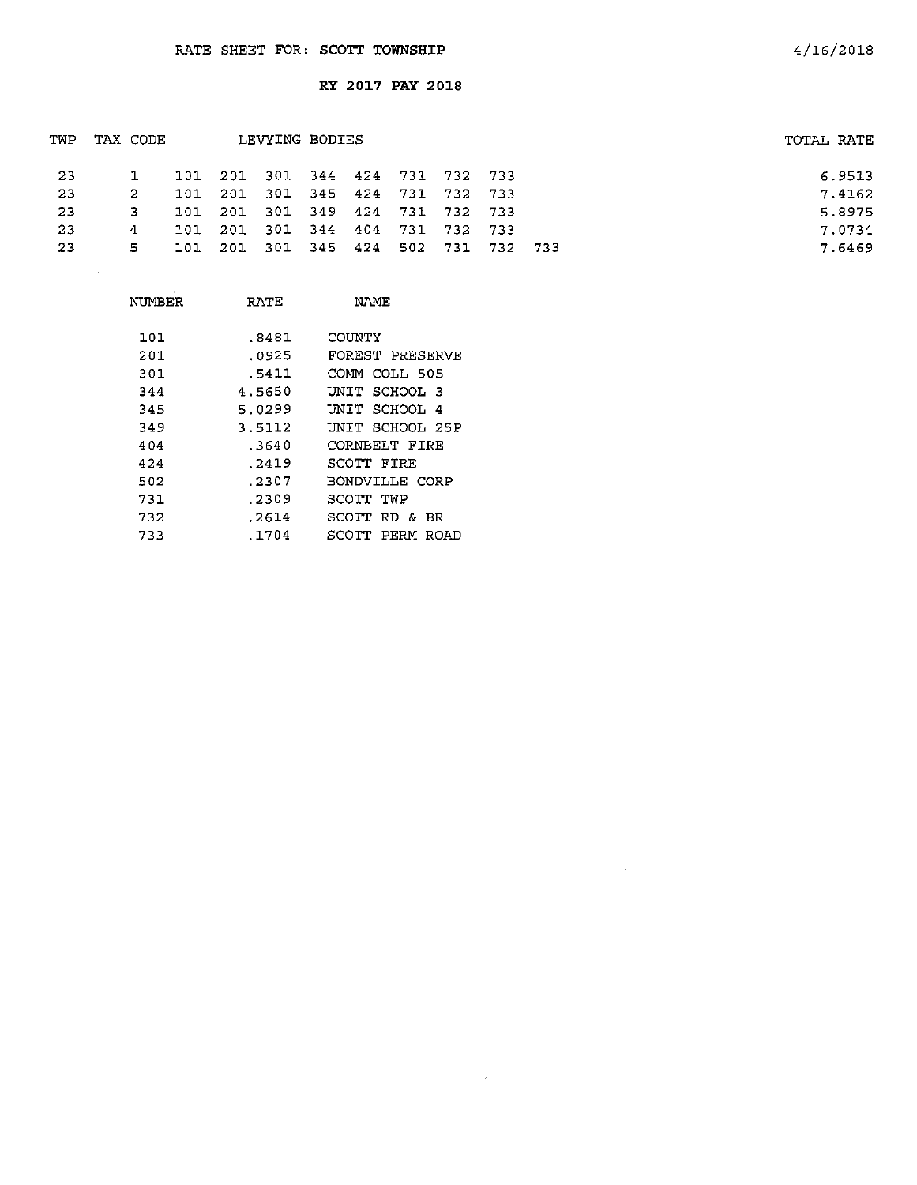RATE SHEET FOR: SCOTT TOWNSHIP

4/16/2018

**RY 2017 PAY 2018**

| TWP | TAX CODE | LEVYING BODIES | | | | | | | | | TOTAL RATE |
|---|---|---|---|---|---|---|---|---|---|---|---|
| 23 | 1 | 101 | 201 | 301 | 344 | 424 | 731 | 732 | 733 | | 6.9513 |
| 23 | 2 | 101 | 201 | 301 | 345 | 424 | 731 | 732 | 733 | | 7.4162 |
| 23 | 3 | 101 | 201 | 301 | 349 | 424 | 731 | 732 | 733 | | 5.8975 |
| 23 | 4 | 101 | 201 | 301 | 344 | 404 | 731 | 732 | 733 | | 7.0734 |
| 23 | 5 | 101 | 201 | 301 | 345 | 424 | 502 | 731 | 732 | 733 | 7.6469 |

| NUMBER | RATE | NAME |
|---|---|---|
| 101 | .8481 | COUNTY |
| 201 | .0925 | FOREST PRESERVE |
| 301 | .5411 | COMM COLL 505 |
| 344 | 4.5650 | UNIT SCHOOL 3 |
| 345 | 5.0299 | UNIT SCHOOL 4 |
| 349 | 3.5112 | UNIT SCHOOL 25P |
| 404 | .3640 | CORNBELT FIRE |
| 424 | .2419 | SCOTT FIRE |
| 502 | .2307 | BONDVILLE CORP |
| 731 | .2309 | SCOTT TWP |
| 732 | .2614 | SCOTT RD & BR |
| 733 | .1704 | SCOTT PERM ROAD |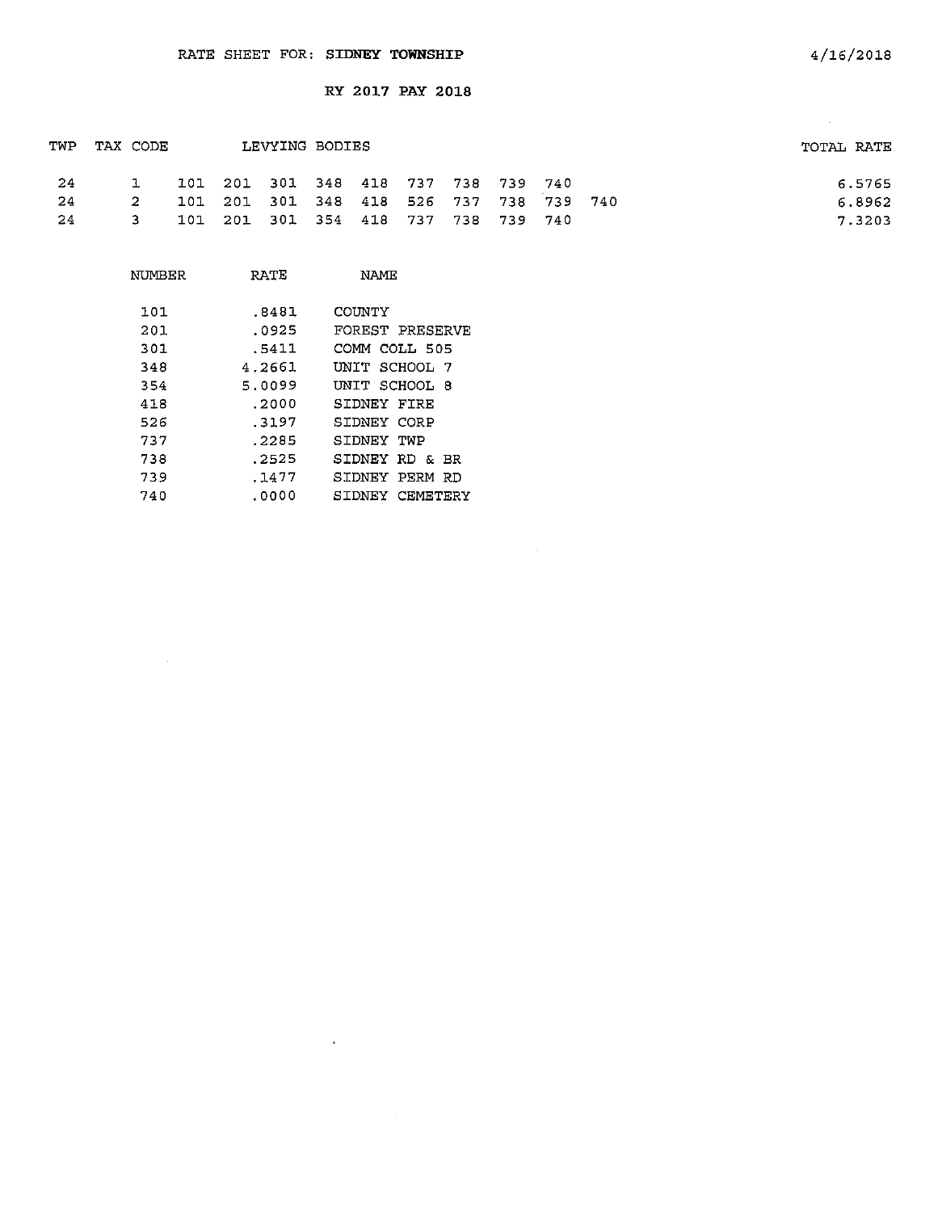RATE SHEET FOR: **SIDNEY TOWNSHIP**

4/16/2018

RY 2017 PAY 2018

| TWP | TAX CODE | LEVYING BODIES | TOTAL RATE |
|---|---|---|---|
| 24 | 1 | 101 201 301 348 418 737 738 739 740 | 6.5765 |
| 24 | 2 | 101 201 301 348 418 526 737 738 739 740 | 6.8962 |
| 24 | 3 | 101 201 301 354 418 737 738 739 740 | 7.3203 |

| NUMBER | RATE | NAME |
|---|---|---|
| 101 | .8481 | COUNTY |
| 201 | .0925 | FOREST PRESERVE |
| 301 | .5411 | COMM COLL 505 |
| 348 | 4.2661 | UNIT SCHOOL 7 |
| 354 | 5.0099 | UNIT SCHOOL 8 |
| 418 | .2000 | SIDNEY FIRE |
| 526 | .3197 | SIDNEY CORP |
| 737 | .2285 | SIDNEY TWP |
| 738 | .2525 | SIDNEY RD & BR |
| 739 | .1477 | SIDNEY PERM RD |
| 740 | .0000 | SIDNEY CEMETERY |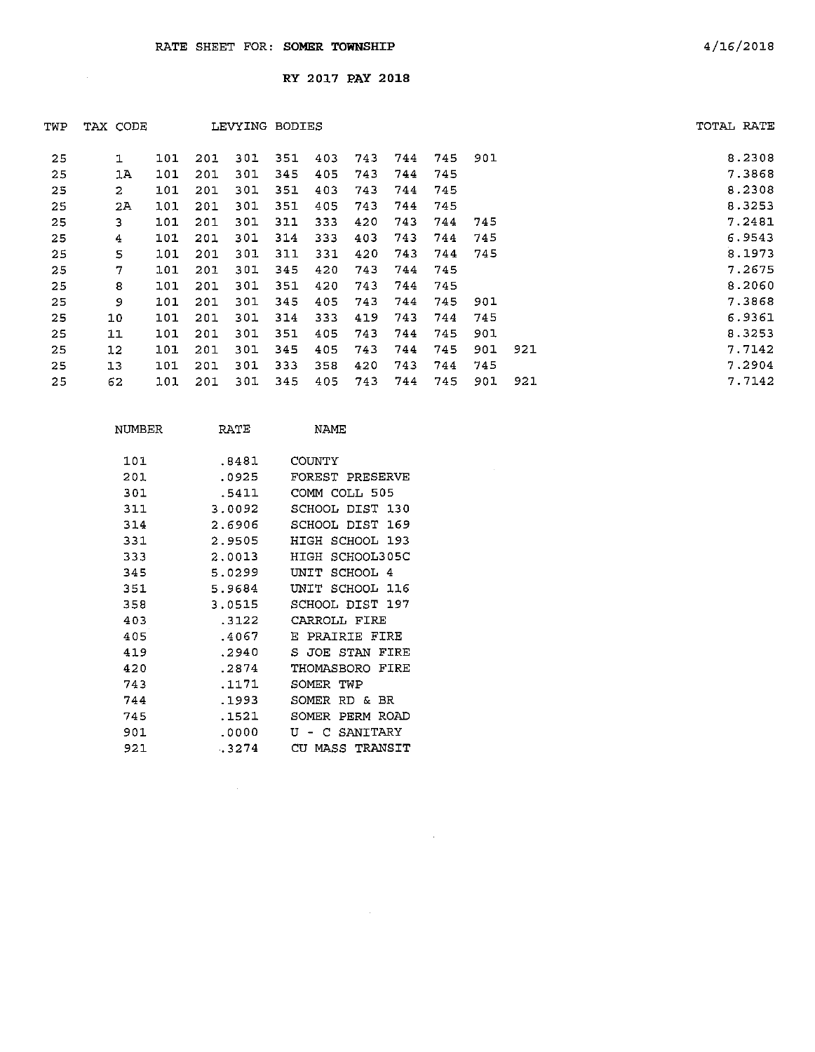RATE SHEET FOR: **SOMER TOWNSHIP** 4/16/2018

**RY 2017 PAY 2018**

| TWP | TAX CODE | LEVYING BODIES | | | | | | | | | | TOTAL RATE |
|---|---|---|---|---|---|---|---|---|---|---|---|---|
| 25 | 1 | 101 | 201 | 301 | 351 | 403 | 743 | 744 | 745 | 901 | | 8.2308 |
| 25 | 1A | 101 | 201 | 301 | 345 | 405 | 743 | 744 | 745 | | | 7.3868 |
| 25 | 2 | 101 | 201 | 301 | 351 | 403 | 743 | 744 | 745 | | | 8.2308 |
| 25 | 2A | 101 | 201 | 301 | 351 | 405 | 743 | 744 | 745 | | | 8.3253 |
| 25 | 3 | 101 | 201 | 301 | 311 | 333 | 420 | 743 | 744 | 745 | | 7.2481 |
| 25 | 4 | 101 | 201 | 301 | 314 | 333 | 403 | 743 | 744 | 745 | | 6.9543 |
| 25 | 5 | 101 | 201 | 301 | 311 | 331 | 420 | 743 | 744 | 745 | | 8.1973 |
| 25 | 7 | 101 | 201 | 301 | 345 | 420 | 743 | 744 | 745 | | | 7.2675 |
| 25 | 8 | 101 | 201 | 301 | 351 | 420 | 743 | 744 | 745 | | | 8.2060 |
| 25 | 9 | 101 | 201 | 301 | 345 | 405 | 743 | 744 | 745 | 901 | | 7.3868 |
| 25 | 10 | 101 | 201 | 301 | 314 | 333 | 419 | 743 | 744 | 745 | | 6.9361 |
| 25 | 11 | 101 | 201 | 301 | 351 | 405 | 743 | 744 | 745 | 901 | | 8.3253 |
| 25 | 12 | 101 | 201 | 301 | 345 | 405 | 743 | 744 | 745 | 901 | 921 | 7.7142 |
| 25 | 13 | 101 | 201 | 301 | 333 | 358 | 420 | 743 | 744 | 745 | | 7.2904 |
| 25 | 62 | 101 | 201 | 301 | 345 | 405 | 743 | 744 | 745 | 901 | 921 | 7.7142 |

| NUMBER | RATE | NAME |
|---|---|---|
| 101 | .8481 | COUNTY |
| 201 | .0925 | FOREST PRESERVE |
| 301 | .5411 | COMM COLL 505 |
| 311 | 3.0092 | SCHOOL DIST 130 |
| 314 | 2.6906 | SCHOOL DIST 169 |
| 331 | 2.9505 | HIGH SCHOOL 193 |
| 333 | 2.0013 | HIGH SCHOOL305C |
| 345 | 5.0299 | UNIT SCHOOL 4 |
| 351 | 5.9684 | UNIT SCHOOL 116 |
| 358 | 3.0515 | SCHOOL DIST 197 |
| 403 | .3122 | CARROLL FIRE |
| 405 | .4067 | E PRAIRIE FIRE |
| 419 | .2940 | S JOE STAN FIRE |
| 420 | .2874 | THOMASBORO FIRE |
| 743 | .1171 | SOMER TWP |
| 744 | .1993 | SOMER RD & BR |
| 745 | .1521 | SOMER PERM ROAD |
| 901 | .0000 | U - C SANITARY |
| 921 | .3274 | CU MASS TRANSIT |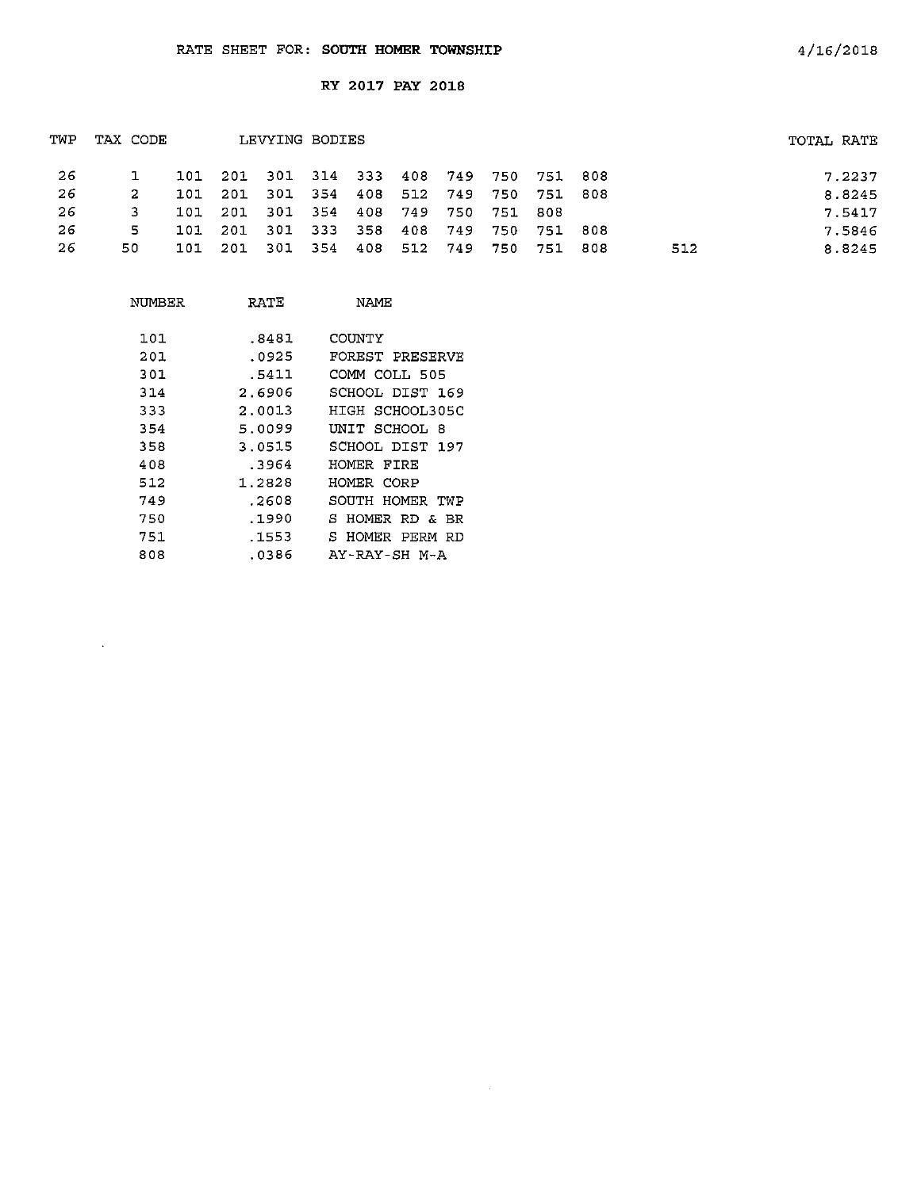RATE SHEET FOR: **SOUTH HOMER TOWNSHIP**

4/16/2018

**RY 2017 PAY 2018**

| TWP | TAX CODE | LEVYING BODIES | | | | | | | | | | | TOTAL RATE |
|---|---|---|---|---|---|---|---|---|---|---|---|---|---|
| 26 | 1 | 101 | 201 | 301 | 314 | 333 | 408 | 749 | 750 | 751 | 808 | | 7.2237 |
| 26 | 2 | 101 | 201 | 301 | 354 | 408 | 512 | 749 | 750 | 751 | 808 | | 8.8245 |
| 26 | 3 | 101 | 201 | 301 | 354 | 408 | 749 | 750 | 751 | 808 | | | 7.5417 |
| 26 | 5 | 101 | 201 | 301 | 333 | 358 | 408 | 749 | 750 | 751 | 808 | | 7.5846 |
| 26 | 50 | 101 | 201 | 301 | 354 | 408 | 512 | 749 | 750 | 751 | 808 | 512 | 8.8245 |

| NUMBER | RATE | NAME |
|---|---|---|
| 101 | .8481 | COUNTY |
| 201 | .0925 | FOREST PRESERVE |
| 301 | .5411 | COMM COLL 505 |
| 314 | 2.6906 | SCHOOL DIST 169 |
| 333 | 2.0013 | HIGH SCHOOL305C |
| 354 | 5.0099 | UNIT SCHOOL 8 |
| 358 | 3.0515 | SCHOOL DIST 197 |
| 408 | .3964 | HOMER FIRE |
| 512 | 1.2828 | HOMER CORP |
| 749 | .2608 | SOUTH HOMER TWP |
| 750 | .1990 | S HOMER RD & BR |
| 751 | .1553 | S HOMER PERM RD |
| 808 | .0386 | AY-RAY-SH M-A |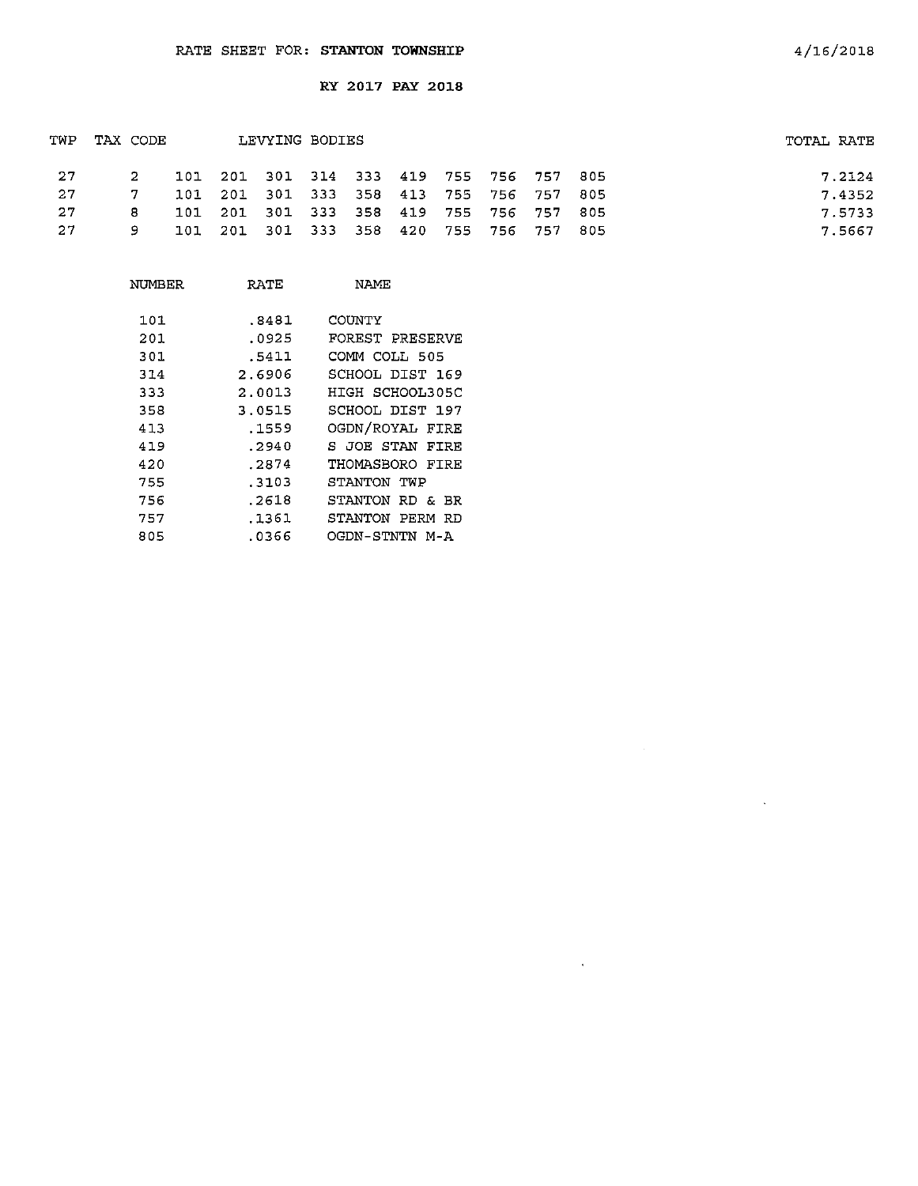RATE SHEET FOR: **STANTON TOWNSHIP**

4/16/2018

**RY 2017 PAY 2018**

| TWP | TAX CODE | LEVYING BODIES | | | | | | | | | | TOTAL RATE |
|---|---|---|---|---|---|---|---|---|---|---|---|---|
| 27 | 2 | 101 | 201 | 301 | 314 | 333 | 419 | 755 | 756 | 757 | 805 | 7.2124 |
| 27 | 7 | 101 | 201 | 301 | 333 | 358 | 413 | 755 | 756 | 757 | 805 | 7.4352 |
| 27 | 8 | 101 | 201 | 301 | 333 | 358 | 419 | 755 | 756 | 757 | 805 | 7.5733 |
| 27 | 9 | 101 | 201 | 301 | 333 | 358 | 420 | 755 | 756 | 757 | 805 | 7.5667 |

| NUMBER | RATE | NAME |
|---|---|---|
| 101 | .8481 | COUNTY |
| 201 | .0925 | FOREST PRESERVE |
| 301 | .5411 | COMM COLL 505 |
| 314 | 2.6906 | SCHOOL DIST 169 |
| 333 | 2.0013 | HIGH SCHOOL305C |
| 358 | 3.0515 | SCHOOL DIST 197 |
| 413 | .1559 | OGDN/ROYAL FIRE |
| 419 | .2940 | S JOE STAN FIRE |
| 420 | .2874 | THOMASBORO FIRE |
| 755 | .3103 | STANTON TWP |
| 756 | .2618 | STANTON RD & BR |
| 757 | .1361 | STANTON PERM RD |
| 805 | .0366 | OGDN-STNTN M-A |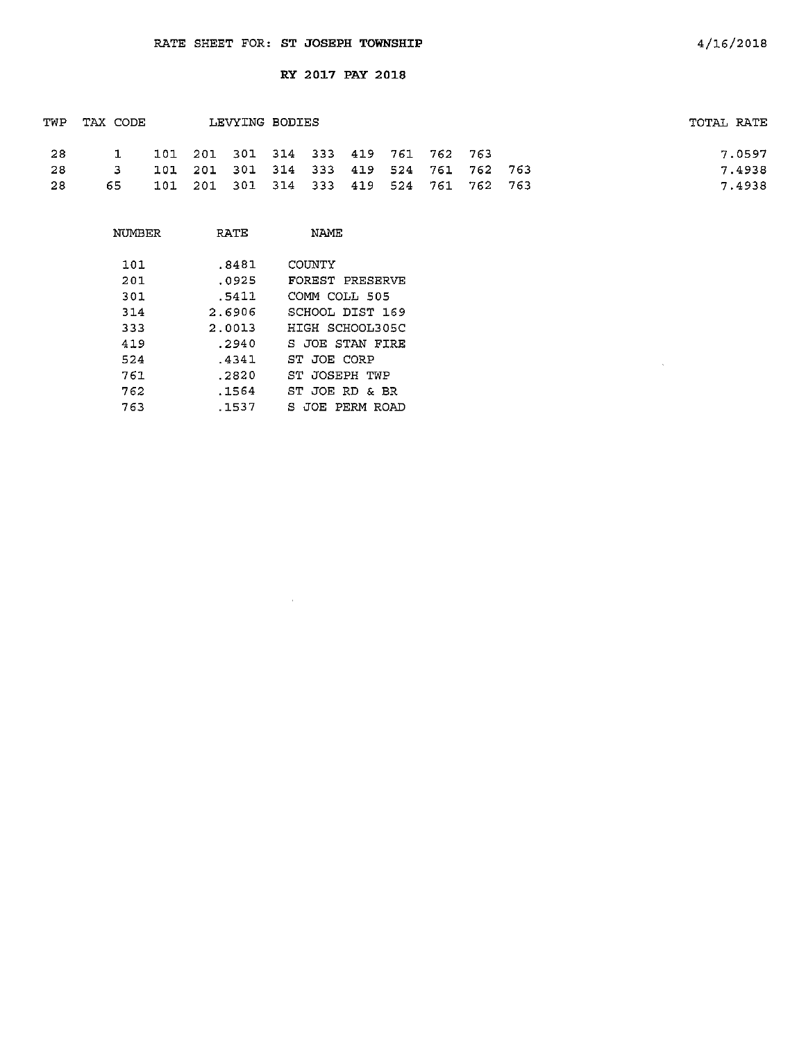# RATE SHEET FOR: ST JOSEPH TOWNSHIP

4/16/2018

## RY 2017 PAY 2018

| TWP | TAX CODE | LEVYING BODIES | TOTAL RATE |
|---|---|---|---|
| 28 | 1 | 101 201 301 314 333 419 761 762 763 | 7.0597 |
| 28 | 3 | 101 201 301 314 333 419 524 761 762 763 | 7.4938 |
| 28 | 65 | 101 201 301 314 333 419 524 761 762 763 | 7.4938 |

| NUMBER | RATE | NAME |
|---|---|---|
| 101 | .8481 | COUNTY |
| 201 | .0925 | FOREST PRESERVE |
| 301 | .5411 | COMM COLL 505 |
| 314 | 2.6906 | SCHOOL DIST 169 |
| 333 | 2.0013 | HIGH SCHOOL305C |
| 419 | .2940 | S JOE STAN FIRE |
| 524 | .4341 | ST JOE CORP |
| 761 | .2820 | ST JOSEPH TWP |
| 762 | .1564 | ST JOE RD & BR |
| 763 | .1537 | S JOE PERM ROAD |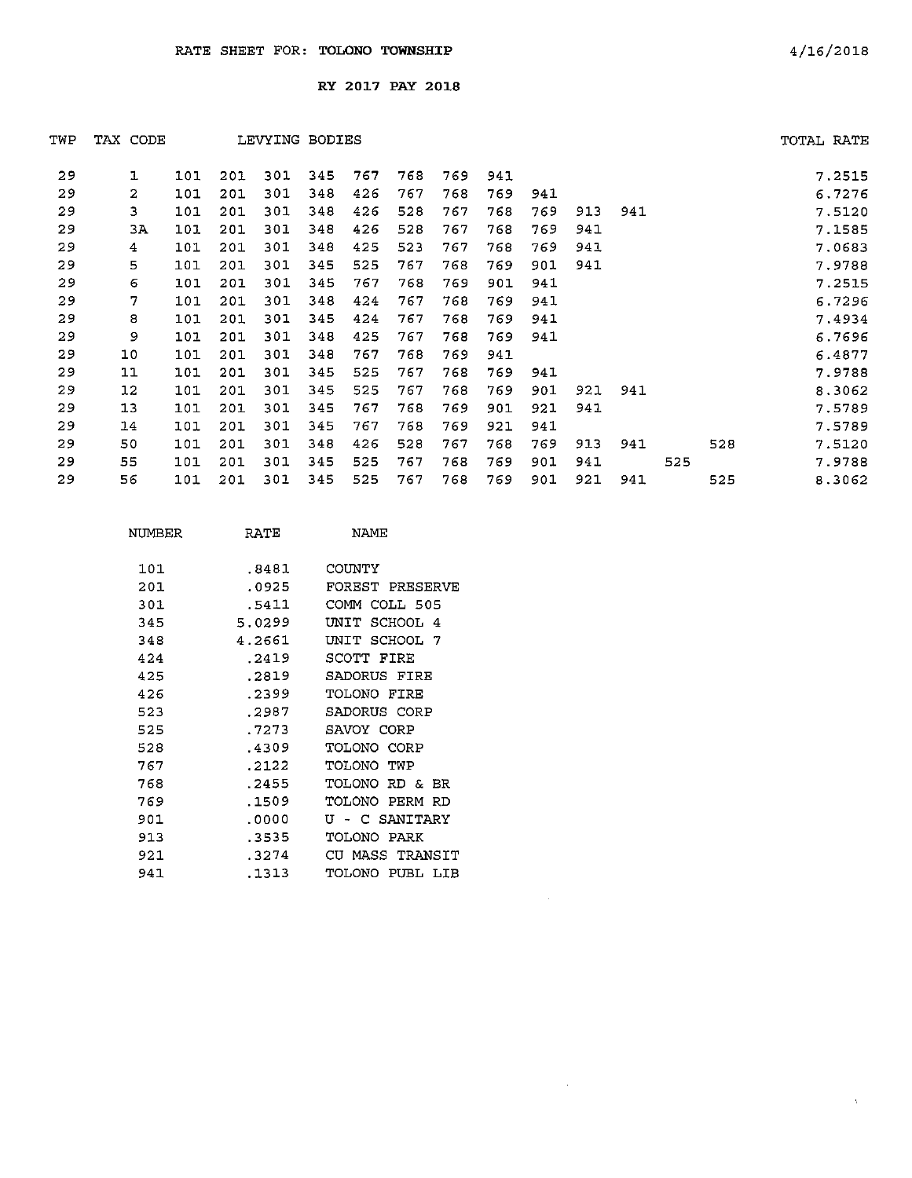RATE SHEET FOR: **TOLONO TOWNSHIP** 4/16/2018

**RY 2017 PAY 2018**

| TWP | TAX CODE | LEVYING BODIES | | | | | | | | | | | | | TOTAL RATE |
|---|---|---|---|---|---|---|---|---|---|---|---|---|---|---|---|
| 29 | 1 | 101 | 201 | 301 | 345 | 767 | 768 | 769 | 941 | | | | | | 7.2515 |
| 29 | 2 | 101 | 201 | 301 | 348 | 426 | 767 | 768 | 769 | 941 | | | | | 6.7276 |
| 29 | 3 | 101 | 201 | 301 | 348 | 426 | 528 | 767 | 768 | 769 | 913 | 941 | | | 7.5120 |
| 29 | 3A | 101 | 201 | 301 | 348 | 426 | 528 | 767 | 768 | 769 | 941 | | | | 7.1585 |
| 29 | 4 | 101 | 201 | 301 | 348 | 425 | 523 | 767 | 768 | 769 | 941 | | | | 7.0683 |
| 29 | 5 | 101 | 201 | 301 | 345 | 525 | 767 | 768 | 769 | 901 | 941 | | | | 7.9788 |
| 29 | 6 | 101 | 201 | 301 | 345 | 767 | 768 | 769 | 901 | 941 | | | | | 7.2515 |
| 29 | 7 | 101 | 201 | 301 | 348 | 424 | 767 | 768 | 769 | 941 | | | | | 6.7296 |
| 29 | 8 | 101 | 201 | 301 | 345 | 424 | 767 | 768 | 769 | 941 | | | | | 7.4934 |
| 29 | 9 | 101 | 201 | 301 | 348 | 425 | 767 | 768 | 769 | 941 | | | | | 6.7696 |
| 29 | 10 | 101 | 201 | 301 | 348 | 767 | 768 | 769 | 941 | | | | | | 6.4877 |
| 29 | 11 | 101 | 201 | 301 | 345 | 525 | 767 | 768 | 769 | 941 | | | | | 7.9788 |
| 29 | 12 | 101 | 201 | 301 | 345 | 525 | 767 | 768 | 769 | 901 | 921 | 941 | | | 8.3062 |
| 29 | 13 | 101 | 201 | 301 | 345 | 767 | 768 | 769 | 901 | 921 | 941 | | | | 7.5789 |
| 29 | 14 | 101 | 201 | 301 | 345 | 767 | 768 | 769 | 921 | 941 | | | | | 7.5789 |
| 29 | 50 | 101 | 201 | 301 | 348 | 426 | 528 | 767 | 768 | 769 | 913 | 941 | | 528 | 7.5120 |
| 29 | 55 | 101 | 201 | 301 | 345 | 525 | 767 | 768 | 769 | 901 | 941 | | 525 | | 7.9788 |
| 29 | 56 | 101 | 201 | 301 | 345 | 525 | 767 | 768 | 769 | 901 | 921 | 941 | | 525 | 8.3062 |

| NUMBER | RATE | NAME |
|---|---|---|
| 101 | .8481 | COUNTY |
| 201 | .0925 | FOREST PRESERVE |
| 301 | .5411 | COMM COLL 505 |
| 345 | 5.0299 | UNIT SCHOOL 4 |
| 348 | 4.2661 | UNIT SCHOOL 7 |
| 424 | .2419 | SCOTT FIRE |
| 425 | .2819 | SADORUS FIRE |
| 426 | .2399 | TOLONO FIRE |
| 523 | .2987 | SADORUS CORP |
| 525 | .7273 | SAVOY CORP |
| 528 | .4309 | TOLONO CORP |
| 767 | .2122 | TOLONO TWP |
| 768 | .2455 | TOLONO RD & BR |
| 769 | .1509 | TOLONO PERM RD |
| 901 | .0000 | U - C SANITARY |
| 913 | .3535 | TOLONO PARK |
| 921 | .3274 | CU MASS TRANSIT |
| 941 | .1313 | TOLONO PUBL LIB |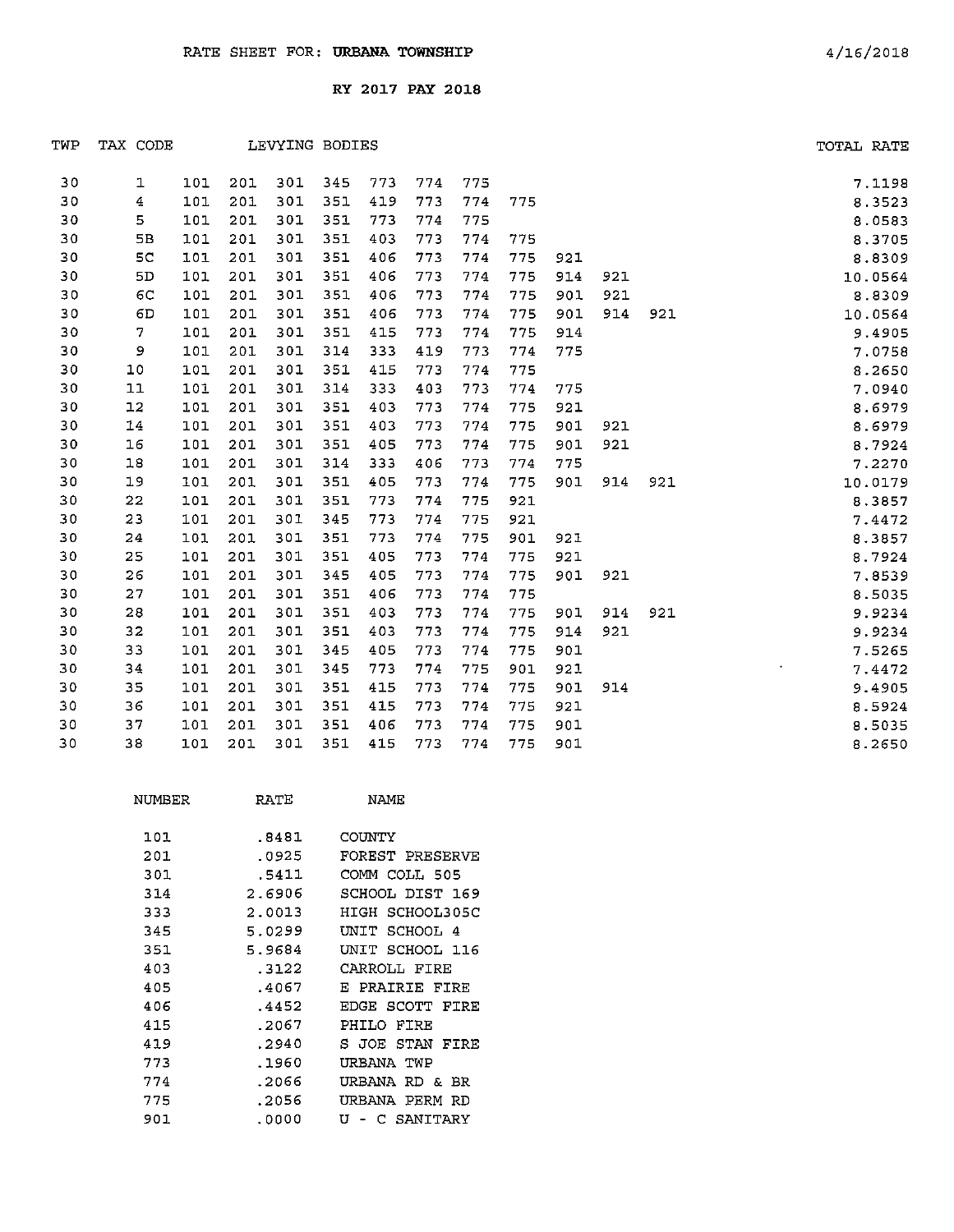RATE SHEET FOR: **URBANA TOWNSHIP** 4/16/2018

**RY 2017 PAY 2018**

| TWP | TAX CODE | LEVYING BODIES | | | | | | | | | | | TOTAL RATE |
|---|---|---|---|---|---|---|---|---|---|---|---|---|---|
| 30 | 1 | 101 | 201 | 301 | 345 | 773 | 774 | 775 | | | | | 7.1198 |
| 30 | 4 | 101 | 201 | 301 | 351 | 419 | 773 | 774 | 775 | | | | 8.3523 |
| 30 | 5 | 101 | 201 | 301 | 351 | 773 | 774 | 775 | | | | | 8.0583 |
| 30 | 5B | 101 | 201 | 301 | 351 | 403 | 773 | 774 | 775 | | | | 8.3705 |
| 30 | 5C | 101 | 201 | 301 | 351 | 406 | 773 | 774 | 775 | 921 | | | 8.8309 |
| 30 | 5D | 101 | 201 | 301 | 351 | 406 | 773 | 774 | 775 | 914 | 921 | | 10.0564 |
| 30 | 6C | 101 | 201 | 301 | 351 | 406 | 773 | 774 | 775 | 901 | 921 | | 8.8309 |
| 30 | 6D | 101 | 201 | 301 | 351 | 406 | 773 | 774 | 775 | 901 | 914 | 921 | 10.0564 |
| 30 | 7 | 101 | 201 | 301 | 351 | 415 | 773 | 774 | 775 | 914 | | | 9.4905 |
| 30 | 9 | 101 | 201 | 301 | 314 | 333 | 419 | 773 | 774 | 775 | | | 7.0758 |
| 30 | 10 | 101 | 201 | 301 | 351 | 415 | 773 | 774 | 775 | | | | 8.2650 |
| 30 | 11 | 101 | 201 | 301 | 314 | 333 | 403 | 773 | 774 | 775 | | | 7.0940 |
| 30 | 12 | 101 | 201 | 301 | 351 | 403 | 773 | 774 | 775 | 921 | | | 8.6979 |
| 30 | 14 | 101 | 201 | 301 | 351 | 403 | 773 | 774 | 775 | 901 | 921 | | 8.6979 |
| 30 | 16 | 101 | 201 | 301 | 351 | 405 | 773 | 774 | 775 | 901 | 921 | | 8.7924 |
| 30 | 18 | 101 | 201 | 301 | 314 | 333 | 406 | 773 | 774 | 775 | | | 7.2270 |
| 30 | 19 | 101 | 201 | 301 | 351 | 405 | 773 | 774 | 775 | 901 | 914 | 921 | 10.0179 |
| 30 | 22 | 101 | 201 | 301 | 351 | 773 | 774 | 775 | 921 | | | | 8.3857 |
| 30 | 23 | 101 | 201 | 301 | 345 | 773 | 774 | 775 | 921 | | | | 7.4472 |
| 30 | 24 | 101 | 201 | 301 | 351 | 773 | 774 | 775 | 901 | 921 | | | 8.3857 |
| 30 | 25 | 101 | 201 | 301 | 351 | 405 | 773 | 774 | 775 | 921 | | | 8.7924 |
| 30 | 26 | 101 | 201 | 301 | 345 | 405 | 773 | 774 | 775 | 901 | 921 | | 7.8539 |
| 30 | 27 | 101 | 201 | 301 | 351 | 406 | 773 | 774 | 775 | | | | 8.5035 |
| 30 | 28 | 101 | 201 | 301 | 351 | 403 | 773 | 774 | 775 | 901 | 914 | 921 | 9.9234 |
| 30 | 32 | 101 | 201 | 301 | 351 | 403 | 773 | 774 | 775 | 914 | 921 | | 9.9234 |
| 30 | 33 | 101 | 201 | 301 | 345 | 405 | 773 | 774 | 775 | 901 | | | 7.5265 |
| 30 | 34 | 101 | 201 | 301 | 345 | 773 | 774 | 775 | 901 | 921 | | | 7.4472 |
| 30 | 35 | 101 | 201 | 301 | 351 | 415 | 773 | 774 | 775 | 901 | 914 | | 9.4905 |
| 30 | 36 | 101 | 201 | 301 | 351 | 415 | 773 | 774 | 775 | 921 | | | 8.5924 |
| 30 | 37 | 101 | 201 | 301 | 351 | 406 | 773 | 774 | 775 | 901 | | | 8.5035 |
| 30 | 38 | 101 | 201 | 301 | 351 | 415 | 773 | 774 | 775 | 901 | | | 8.2650 |

| NUMBER | RATE | NAME |
|---|---|---|
| 101 | .8481 | COUNTY |
| 201 | .0925 | FOREST PRESERVE |
| 301 | .5411 | COMM COLL 505 |
| 314 | 2.6906 | SCHOOL DIST 169 |
| 333 | 2.0013 | HIGH SCHOOL305C |
| 345 | 5.0299 | UNIT SCHOOL 4 |
| 351 | 5.9684 | UNIT SCHOOL 116 |
| 403 | .3122 | CARROLL FIRE |
| 405 | .4067 | E PRAIRIE FIRE |
| 406 | .4452 | EDGE SCOTT FIRE |
| 415 | .2067 | PHILO FIRE |
| 419 | .2940 | S JOE STAN FIRE |
| 773 | .1960 | URBANA TWP |
| 774 | .2066 | URBANA RD & BR |
| 775 | .2056 | URBANA PERM RD |
| 901 | .0000 | U - C SANITARY |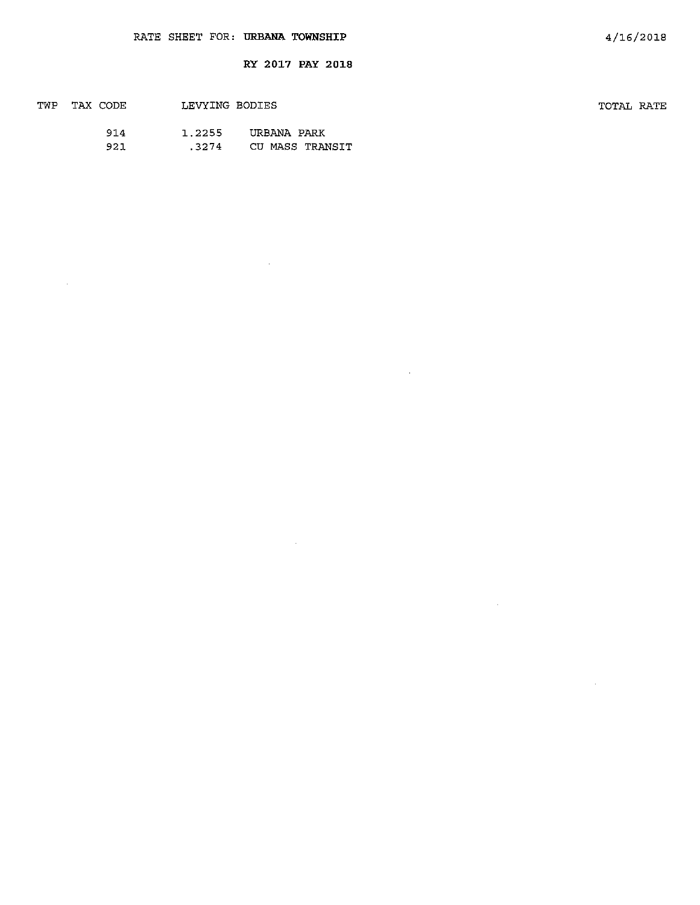RATE SHEET FOR: **URBANA TOWNSHIP**

4/16/2018

**RY 2017 PAY 2018**

| TWP | TAX CODE | LEVYING BODIES | | TOTAL RATE |
|---|---|---|---|---|
| | 914 | 1.2255 | URBANA PARK | |
| | 921 | .3274 | CU MASS TRANSIT | |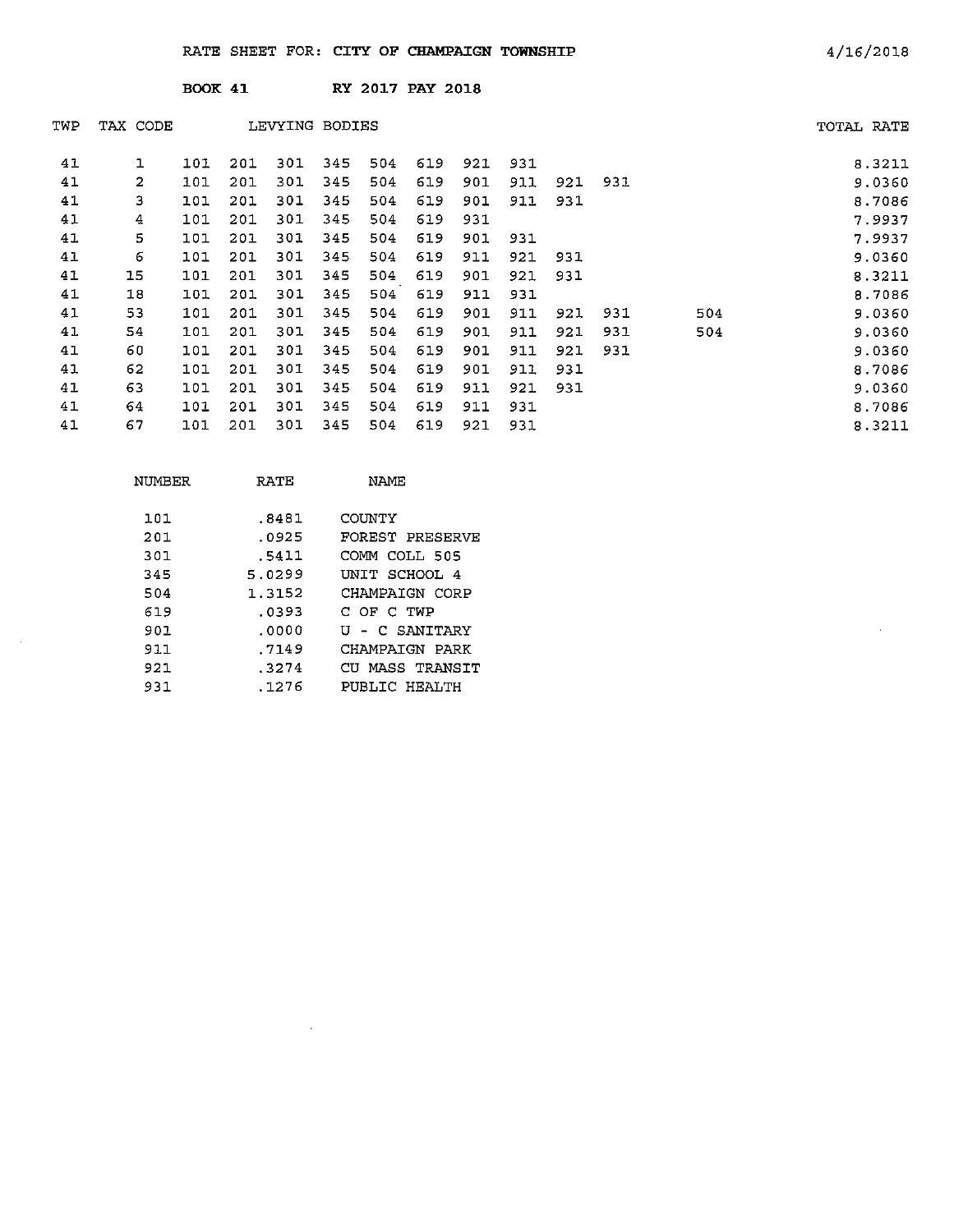# RATE SHEET FOR: CITY OF CHAMPAIGN TOWNSHIP

4/16/2018

**BOOK 41** **RY 2017 PAY 2018**

| TWP | TAX CODE | LEVYING BODIES | | | | | | | | | | | TOTAL RATE |
|---|---|---|---|---|---|---|---|---|---|---|---|---|---|
| 41 | 1 | 101 | 201 | 301 | 345 | 504 | 619 | 921 | 931 | | | | 8.3211 |
| 41 | 2 | 101 | 201 | 301 | 345 | 504 | 619 | 901 | 911 | 921 | 931 | | 9.0360 |
| 41 | 3 | 101 | 201 | 301 | 345 | 504 | 619 | 901 | 911 | 931 | | | 8.7086 |
| 41 | 4 | 101 | 201 | 301 | 345 | 504 | 619 | 931 | | | | | 7.9937 |
| 41 | 5 | 101 | 201 | 301 | 345 | 504 | 619 | 901 | 931 | | | | 7.9937 |
| 41 | 6 | 101 | 201 | 301 | 345 | 504 | 619 | 911 | 921 | 931 | | | 9.0360 |
| 41 | 15 | 101 | 201 | 301 | 345 | 504 | 619 | 901 | 921 | 931 | | | 8.3211 |
| 41 | 18 | 101 | 201 | 301 | 345 | 504 | 619 | 911 | 931 | | | | 8.7086 |
| 41 | 53 | 101 | 201 | 301 | 345 | 504 | 619 | 901 | 911 | 921 | 931 | 504 | 9.0360 |
| 41 | 54 | 101 | 201 | 301 | 345 | 504 | 619 | 901 | 911 | 921 | 931 | 504 | 9.0360 |
| 41 | 60 | 101 | 201 | 301 | 345 | 504 | 619 | 901 | 911 | 921 | 931 | | 9.0360 |
| 41 | 62 | 101 | 201 | 301 | 345 | 504 | 619 | 901 | 911 | 931 | | | 8.7086 |
| 41 | 63 | 101 | 201 | 301 | 345 | 504 | 619 | 911 | 921 | 931 | | | 9.0360 |
| 41 | 64 | 101 | 201 | 301 | 345 | 504 | 619 | 911 | 931 | | | | 8.7086 |
| 41 | 67 | 101 | 201 | 301 | 345 | 504 | 619 | 921 | 931 | | | | 8.3211 |

| NUMBER | RATE | NAME |
|---|---|---|
| 101 | .8481 | COUNTY |
| 201 | .0925 | FOREST PRESERVE |
| 301 | .5411 | COMM COLL 505 |
| 345 | 5.0299 | UNIT SCHOOL 4 |
| 504 | 1.3152 | CHAMPAIGN CORP |
| 619 | .0393 | C OF C TWP |
| 901 | .0000 | U - C SANITARY |
| 911 | .7149 | CHAMPAIGN PARK |
| 921 | .3274 | CU MASS TRANSIT |
| 931 | .1276 | PUBLIC HEALTH |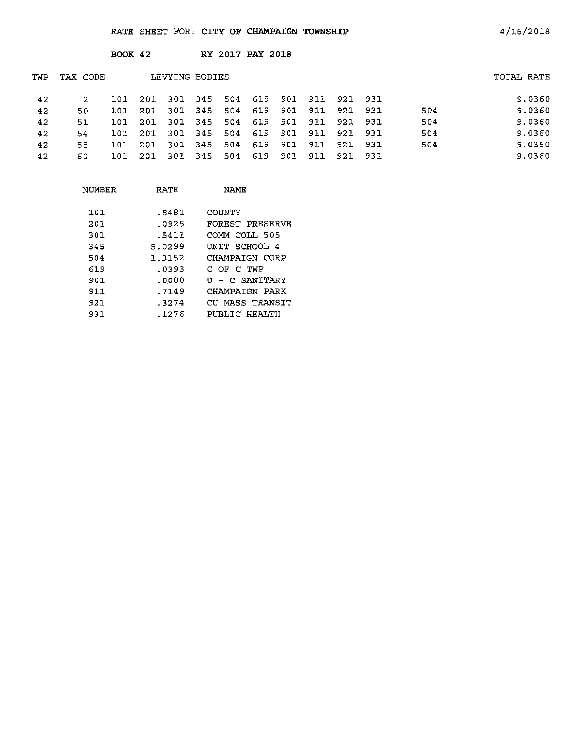RATE SHEET FOR: **CITY OF CHAMPAIGN TOWNSHIP** 4/16/2018

**BOOK 42** **RY 2017 PAY 2018**

| TWP | TAX CODE | LEVYING BODIES | | | | | | | | | | | TOTAL RATE |
|---|---|---|---|---|---|---|---|---|---|---|---|---|---|
| 42 | 2 | 101 | 201 | 301 | 345 | 504 | 619 | 901 | 911 | 921 | 931 | | 9.0360 |
| 42 | 50 | 101 | 201 | 301 | 345 | 504 | 619 | 901 | 911 | 921 | 931 | 504 | 9.0360 |
| 42 | 51 | 101 | 201 | 301 | 345 | 504 | 619 | 901 | 911 | 921 | 931 | 504 | 9.0360 |
| 42 | 54 | 101 | 201 | 301 | 345 | 504 | 619 | 901 | 911 | 921 | 931 | 504 | 9.0360 |
| 42 | 55 | 101 | 201 | 301 | 345 | 504 | 619 | 901 | 911 | 921 | 931 | 504 | 9.0360 |
| 42 | 60 | 101 | 201 | 301 | 345 | 504 | 619 | 901 | 911 | 921 | 931 | | 9.0360 |

| NUMBER | RATE | NAME |
|---|---|---|
| 101 | .8481 | COUNTY |
| 201 | .0925 | FOREST PRESERVE |
| 301 | .5411 | COMM COLL 505 |
| 345 | 5.0299 | UNIT SCHOOL 4 |
| 504 | 1.3152 | CHAMPAIGN CORP |
| 619 | .0393 | C OF C TWP |
| 901 | .0000 | U - C SANITARY |
| 911 | .7149 | CHAMPAIGN PARK |
| 921 | .3274 | CU MASS TRANSIT |
| 931 | .1276 | PUBLIC HEALTH |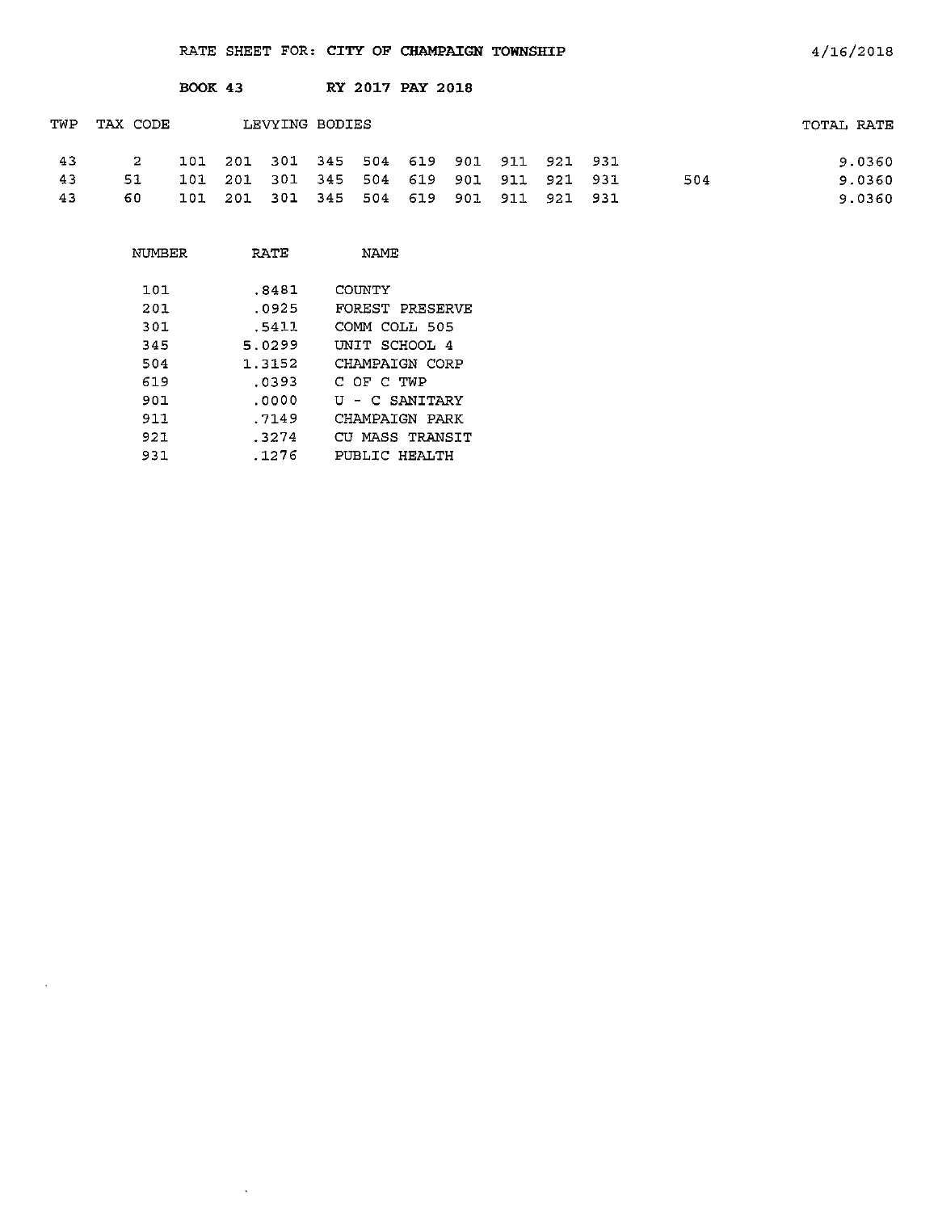RATE SHEET FOR: CITY OF CHAMPAIGN TOWNSHIP

4/16/2018

BOOK 43 RY 2017 PAY 2018

| TWP | TAX CODE | LEVYING BODIES | | | | | | | | | | | TOTAL RATE |
|---|---|---|---|---|---|---|---|---|---|---|---|---|---|
| 43 | 2 | 101 | 201 | 301 | 345 | 504 | 619 | 901 | 911 | 921 | 931 | | 9.0360 |
| 43 | 51 | 101 | 201 | 301 | 345 | 504 | 619 | 901 | 911 | 921 | 931 | 504 | 9.0360 |
| 43 | 60 | 101 | 201 | 301 | 345 | 504 | 619 | 901 | 911 | 921 | 931 | | 9.0360 |

| NUMBER | RATE | NAME |
|---|---|---|
| 101 | .8481 | COUNTY |
| 201 | .0925 | FOREST PRESERVE |
| 301 | .5411 | COMM COLL 505 |
| 345 | 5.0299 | UNIT SCHOOL 4 |
| 504 | 1.3152 | CHAMPAIGN CORP |
| 619 | .0393 | C OF C TWP |
| 901 | .0000 | U - C SANITARY |
| 911 | .7149 | CHAMPAIGN PARK |
| 921 | .3274 | CU MASS TRANSIT |
| 931 | .1276 | PUBLIC HEALTH |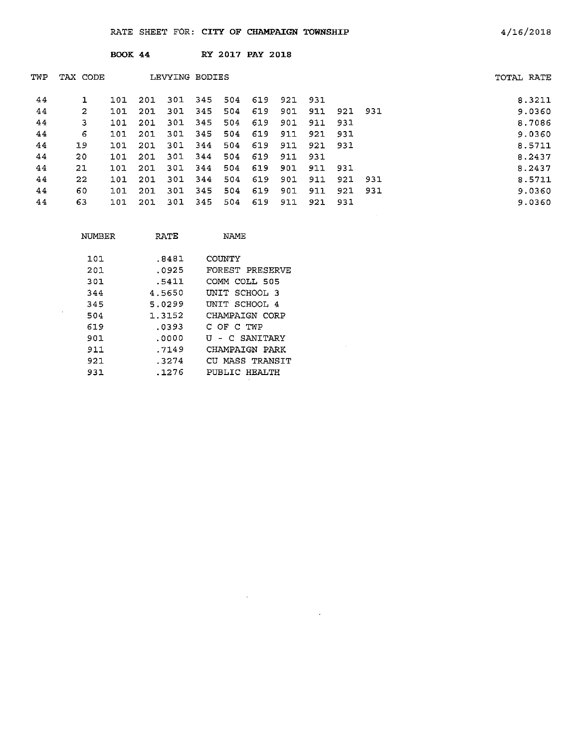RATE SHEET FOR: **CITY OF CHAMPAIGN TOWNSHIP** 4/16/2018

**BOOK 44** RY 2017 PAY 2018

| TWP | TAX CODE | LEVYING BODIES | | | | | | | | | | TOTAL RATE |
|---|---|---|---|---|---|---|---|---|---|---|---|---|
| 44 | 1 | 101 | 201 | 301 | 345 | 504 | 619 | 921 | 931 | | | 8.3211 |
| 44 | 2 | 101 | 201 | 301 | 345 | 504 | 619 | 901 | 911 | 921 | 931 | 9.0360 |
| 44 | 3 | 101 | 201 | 301 | 345 | 504 | 619 | 901 | 911 | 931 | | 8.7086 |
| 44 | 6 | 101 | 201 | 301 | 345 | 504 | 619 | 911 | 921 | 931 | | 9.0360 |
| 44 | 19 | 101 | 201 | 301 | 344 | 504 | 619 | 911 | 921 | 931 | | 8.5711 |
| 44 | 20 | 101 | 201 | 301 | 344 | 504 | 619 | 911 | 931 | | | 8.2437 |
| 44 | 21 | 101 | 201 | 301 | 344 | 504 | 619 | 901 | 911 | 931 | | 8.2437 |
| 44 | 22 | 101 | 201 | 301 | 344 | 504 | 619 | 901 | 911 | 921 | 931 | 8.5711 |
| 44 | 60 | 101 | 201 | 301 | 345 | 504 | 619 | 901 | 911 | 921 | 931 | 9.0360 |
| 44 | 63 | 101 | 201 | 301 | 345 | 504 | 619 | 911 | 921 | 931 | | 9.0360 |

| NUMBER | RATE | NAME |
|---|---|---|
| 101 | .8481 | COUNTY |
| 201 | .0925 | FOREST PRESERVE |
| 301 | .5411 | COMM COLL 505 |
| 344 | 4.5650 | UNIT SCHOOL 3 |
| 345 | 5.0299 | UNIT SCHOOL 4 |
| 504 | 1.3152 | CHAMPAIGN CORP |
| 619 | .0393 | C OF C TWP |
| 901 | .0000 | U - C SANITARY |
| 911 | .7149 | CHAMPAIGN PARK |
| 921 | .3274 | CU MASS TRANSIT |
| 931 | .1276 | PUBLIC HEALTH |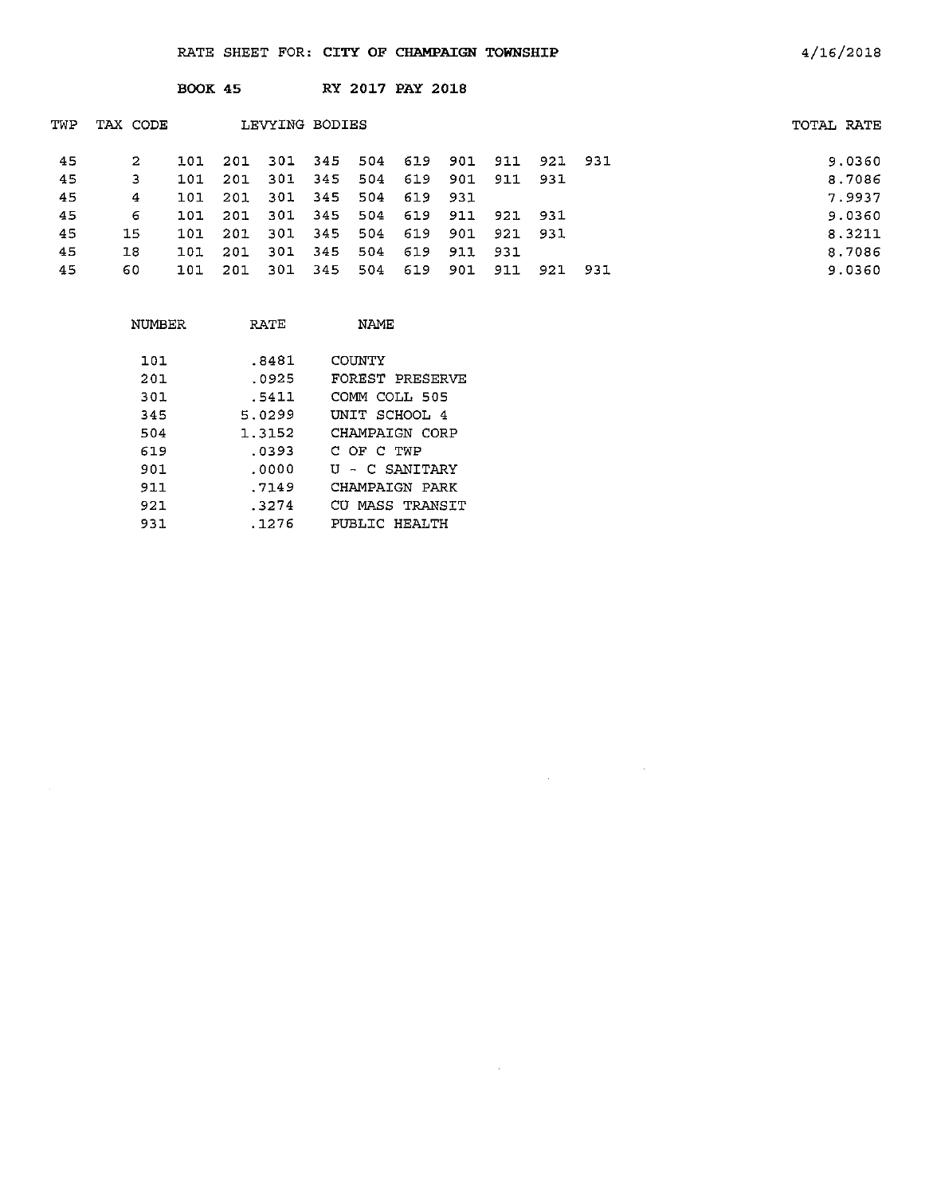RATE SHEET FOR: **CITY OF CHAMPAIGN TOWNSHIP** 4/16/2018

**BOOK 45** **RY 2017 PAY 2018**

| TWP | TAX CODE | LEVYING BODIES | | | | | | | | | | TOTAL RATE |
|---|---|---|---|---|---|---|---|---|---|---|---|---|
| 45 | 2 | 101 | 201 | 301 | 345 | 504 | 619 | 901 | 911 | 921 | 931 | 9.0360 |
| 45 | 3 | 101 | 201 | 301 | 345 | 504 | 619 | 901 | 911 | 931 | | 8.7086 |
| 45 | 4 | 101 | 201 | 301 | 345 | 504 | 619 | 931 | | | | 7.9937 |
| 45 | 6 | 101 | 201 | 301 | 345 | 504 | 619 | 911 | 921 | 931 | | 9.0360 |
| 45 | 15 | 101 | 201 | 301 | 345 | 504 | 619 | 901 | 921 | 931 | | 8.3211 |
| 45 | 18 | 101 | 201 | 301 | 345 | 504 | 619 | 911 | 931 | | | 8.7086 |
| 45 | 60 | 101 | 201 | 301 | 345 | 504 | 619 | 901 | 911 | 921 | 931 | 9.0360 |

| NUMBER | RATE | NAME |
|---|---|---|
| 101 | .8481 | COUNTY |
| 201 | .0925 | FOREST PRESERVE |
| 301 | .5411 | COMM COLL 505 |
| 345 | 5.0299 | UNIT SCHOOL 4 |
| 504 | 1.3152 | CHAMPAIGN CORP |
| 619 | .0393 | C OF C TWP |
| 901 | .0000 | U - C SANITARY |
| 911 | .7149 | CHAMPAIGN PARK |
| 921 | .3274 | CU MASS TRANSIT |
| 931 | .1276 | PUBLIC HEALTH |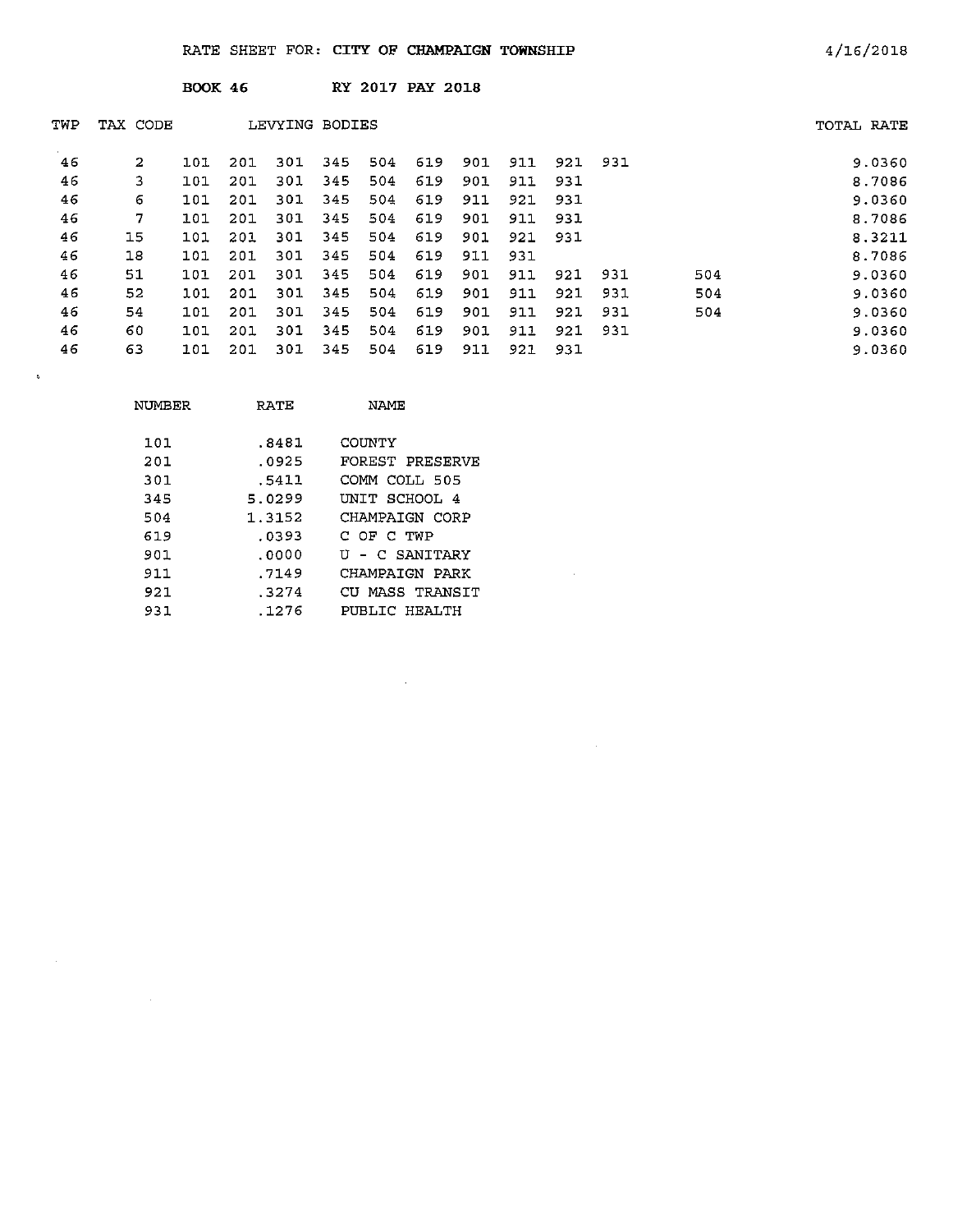RATE SHEET FOR: CITY OF CHAMPAIGN TOWNSHIP 4/16/2018

BOOK 46 RY 2017 PAY 2018

| TWP | TAX CODE | LEVYING BODIES | | | | | | | | | | | TOTAL RATE |
|---|---|---|---|---|---|---|---|---|---|---|---|---|---|
| 46 | 2 | 101 | 201 | 301 | 345 | 504 | 619 | 901 | 911 | 921 | 931 | | 9.0360 |
| 46 | 3 | 101 | 201 | 301 | 345 | 504 | 619 | 901 | 911 | 931 | | | 8.7086 |
| 46 | 6 | 101 | 201 | 301 | 345 | 504 | 619 | 911 | 921 | 931 | | | 9.0360 |
| 46 | 7 | 101 | 201 | 301 | 345 | 504 | 619 | 901 | 911 | 931 | | | 8.7086 |
| 46 | 15 | 101 | 201 | 301 | 345 | 504 | 619 | 901 | 921 | 931 | | | 8.3211 |
| 46 | 18 | 101 | 201 | 301 | 345 | 504 | 619 | 911 | 931 | | | | 8.7086 |
| 46 | 51 | 101 | 201 | 301 | 345 | 504 | 619 | 901 | 911 | 921 | 931 | 504 | 9.0360 |
| 46 | 52 | 101 | 201 | 301 | 345 | 504 | 619 | 901 | 911 | 921 | 931 | 504 | 9.0360 |
| 46 | 54 | 101 | 201 | 301 | 345 | 504 | 619 | 901 | 911 | 921 | 931 | 504 | 9.0360 |
| 46 | 60 | 101 | 201 | 301 | 345 | 504 | 619 | 901 | 911 | 921 | 931 | | 9.0360 |
| 46 | 63 | 101 | 201 | 301 | 345 | 504 | 619 | 911 | 921 | 931 | | | 9.0360 |

| NUMBER | RATE | NAME |
|---|---|---|
| 101 | .8481 | COUNTY |
| 201 | .0925 | FOREST PRESERVE |
| 301 | .5411 | COMM COLL 505 |
| 345 | 5.0299 | UNIT SCHOOL 4 |
| 504 | 1.3152 | CHAMPAIGN CORP |
| 619 | .0393 | C OF C TWP |
| 901 | .0000 | U - C SANITARY |
| 911 | .7149 | CHAMPAIGN PARK |
| 921 | .3274 | CU MASS TRANSIT |
| 931 | .1276 | PUBLIC HEALTH |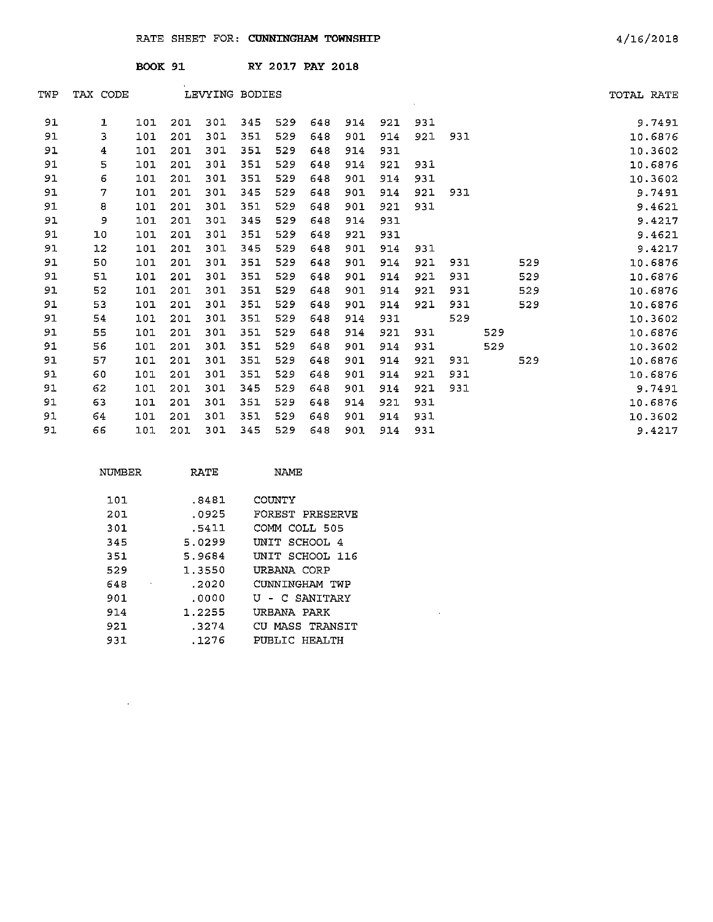RATE SHEET FOR: **CUNNINGHAM TOWNSHIP** 4/16/2018

**BOOK 91** RY 2017 PAY 2018

| TWP | TAX CODE | LEVYING BODIES | | | | | | | | | | | | TOTAL RATE |
|---|---|---|---|---|---|---|---|---|---|---|---|---|---|---|
| 91 | 1 | 101 | 201 | 301 | 345 | 529 | 648 | 914 | 921 | 931 | | | | 9.7491 |
| 91 | 3 | 101 | 201 | 301 | 351 | 529 | 648 | 901 | 914 | 921 | 931 | | | 10.6876 |
| 91 | 4 | 101 | 201 | 301 | 351 | 529 | 648 | 914 | 931 | | | | | 10.3602 |
| 91 | 5 | 101 | 201 | 301 | 351 | 529 | 648 | 914 | 921 | 931 | | | | 10.6876 |
| 91 | 6 | 101 | 201 | 301 | 351 | 529 | 648 | 901 | 914 | 931 | | | | 10.3602 |
| 91 | 7 | 101 | 201 | 301 | 345 | 529 | 648 | 901 | 914 | 921 | 931 | | | 9.7491 |
| 91 | 8 | 101 | 201 | 301 | 351 | 529 | 648 | 901 | 921 | 931 | | | | 9.4621 |
| 91 | 9 | 101 | 201 | 301 | 345 | 529 | 648 | 914 | 931 | | | | | 9.4217 |
| 91 | 10 | 101 | 201 | 301 | 351 | 529 | 648 | 921 | 931 | | | | | 9.4621 |
| 91 | 12 | 101 | 201 | 301 | 345 | 529 | 648 | 901 | 914 | 931 | | | | 9.4217 |
| 91 | 50 | 101 | 201 | 301 | 351 | 529 | 648 | 901 | 914 | 921 | 931 | | 529 | 10.6876 |
| 91 | 51 | 101 | 201 | 301 | 351 | 529 | 648 | 901 | 914 | 921 | 931 | | 529 | 10.6876 |
| 91 | 52 | 101 | 201 | 301 | 351 | 529 | 648 | 901 | 914 | 921 | 931 | | 529 | 10.6876 |
| 91 | 53 | 101 | 201 | 301 | 351 | 529 | 648 | 901 | 914 | 921 | 931 | | 529 | 10.6876 |
| 91 | 54 | 101 | 201 | 301 | 351 | 529 | 648 | 914 | 931 | | 529 | | | 10.3602 |
| 91 | 55 | 101 | 201 | 301 | 351 | 529 | 648 | 914 | 921 | 931 | | 529 | | 10.6876 |
| 91 | 56 | 101 | 201 | 301 | 351 | 529 | 648 | 901 | 914 | 931 | | 529 | | 10.3602 |
| 91 | 57 | 101 | 201 | 301 | 351 | 529 | 648 | 901 | 914 | 921 | 931 | | 529 | 10.6876 |
| 91 | 60 | 101 | 201 | 301 | 351 | 529 | 648 | 901 | 914 | 921 | 931 | | | 10.6876 |
| 91 | 62 | 101 | 201 | 301 | 345 | 529 | 648 | 901 | 914 | 921 | 931 | | | 9.7491 |
| 91 | 63 | 101 | 201 | 301 | 351 | 529 | 648 | 914 | 921 | 931 | | | | 10.6876 |
| 91 | 64 | 101 | 201 | 301 | 351 | 529 | 648 | 901 | 914 | 931 | | | | 10.3602 |
| 91 | 66 | 101 | 201 | 301 | 345 | 529 | 648 | 901 | 914 | 931 | | | | 9.4217 |

| NUMBER | RATE | NAME |
|---|---|---|
| 101 | .8481 | COUNTY |
| 201 | .0925 | FOREST PRESERVE |
| 301 | .5411 | COMM COLL 505 |
| 345 | 5.0299 | UNIT SCHOOL 4 |
| 351 | 5.9684 | UNIT SCHOOL 116 |
| 529 | 1.3550 | URBANA CORP |
| 648 | .2020 | CUNNINGHAM TWP |
| 901 | .0000 | U - C SANITARY |
| 914 | 1.2255 | URBANA PARK |
| 921 | .3274 | CU MASS TRANSIT |
| 931 | .1276 | PUBLIC HEALTH |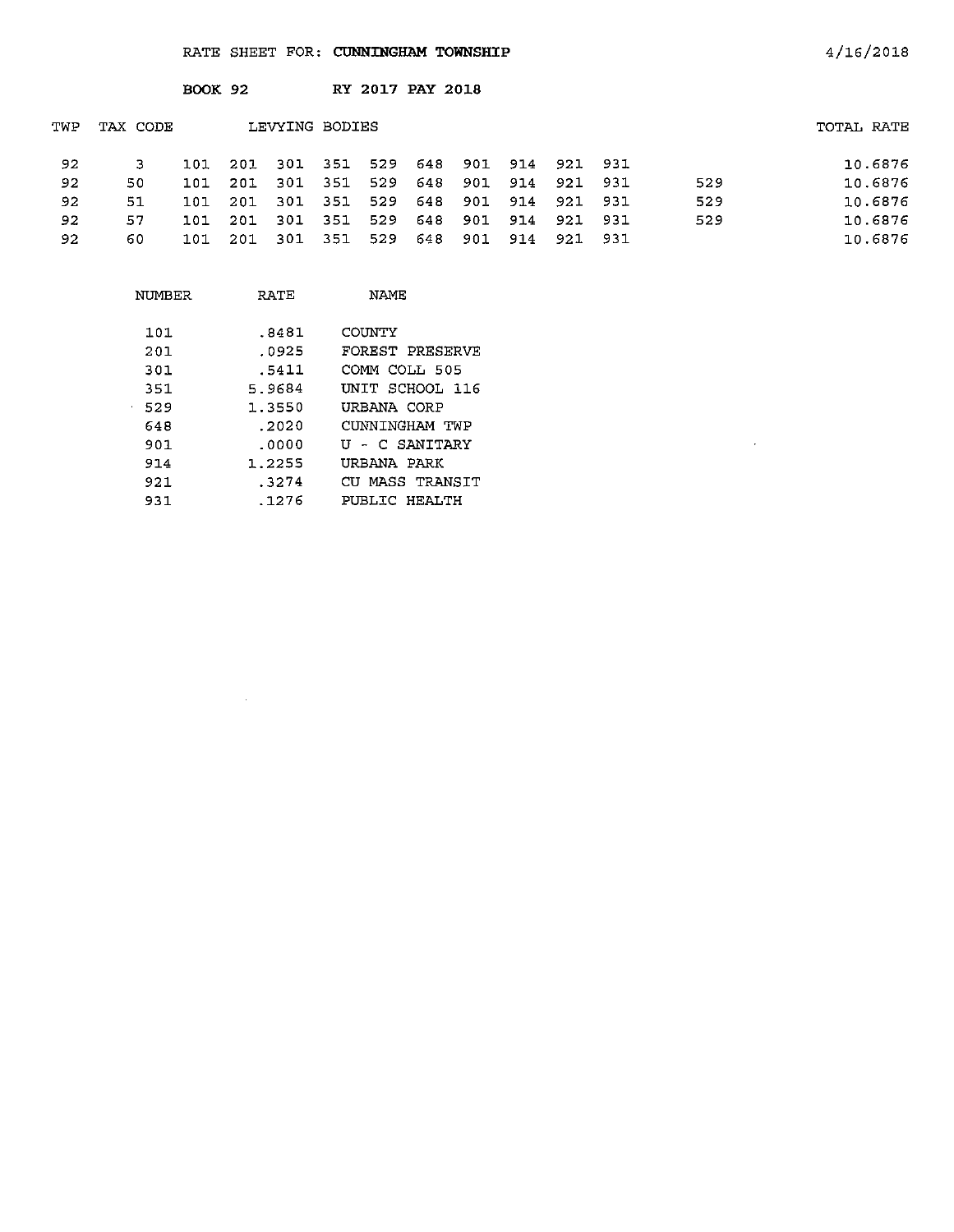RATE SHEET FOR: **CUNNINGHAM TOWNSHIP** 4/16/2018

**BOOK 92** **RY 2017 PAY 2018**

| TWP | TAX CODE | LEVYING BODIES | | | | | | | | | | | TOTAL RATE |
|---|---|---|---|---|---|---|---|---|---|---|---|---|---|
| 92 | 3 | 101 | 201 | 301 | 351 | 529 | 648 | 901 | 914 | 921 | 931 | | 10.6876 |
| 92 | 50 | 101 | 201 | 301 | 351 | 529 | 648 | 901 | 914 | 921 | 931 | 529 | 10.6876 |
| 92 | 51 | 101 | 201 | 301 | 351 | 529 | 648 | 901 | 914 | 921 | 931 | 529 | 10.6876 |
| 92 | 57 | 101 | 201 | 301 | 351 | 529 | 648 | 901 | 914 | 921 | 931 | 529 | 10.6876 |
| 92 | 60 | 101 | 201 | 301 | 351 | 529 | 648 | 901 | 914 | 921 | 931 | | 10.6876 |

| NUMBER | RATE | NAME |
|---|---|---|
| 101 | .8481 | COUNTY |
| 201 | .0925 | FOREST PRESERVE |
| 301 | .5411 | COMM COLL 505 |
| 351 | 5.9684 | UNIT SCHOOL 116 |
| 529 | 1.3550 | URBANA CORP |
| 648 | .2020 | CUNNINGHAM TWP |
| 901 | .0000 | U - C SANITARY |
| 914 | 1.2255 | URBANA PARK |
| 921 | .3274 | CU MASS TRANSIT |
| 931 | .1276 | PUBLIC HEALTH |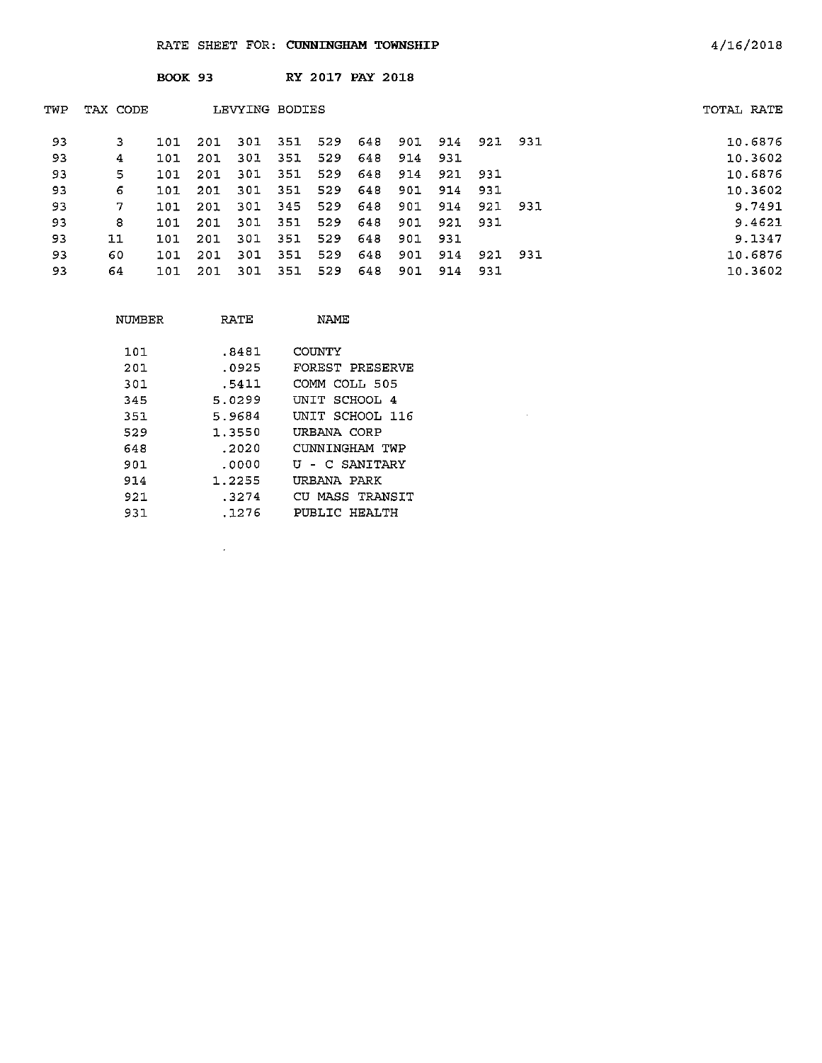RATE SHEET FOR: **CUNNINGHAM TOWNSHIP** 4/16/2018

**BOOK 93** **RY 2017 PAY 2018**

| TWP | TAX CODE | LEVYING BODIES | | | | | | | | | | TOTAL RATE |
|---|---|---|---|---|---|---|---|---|---|---|---|---|
| 93 | 3 | 101 | 201 | 301 | 351 | 529 | 648 | 901 | 914 | 921 | 931 | 10.6876 |
| 93 | 4 | 101 | 201 | 301 | 351 | 529 | 648 | 914 | 931 | | | 10.3602 |
| 93 | 5 | 101 | 201 | 301 | 351 | 529 | 648 | 914 | 921 | 931 | | 10.6876 |
| 93 | 6 | 101 | 201 | 301 | 351 | 529 | 648 | 901 | 914 | 931 | | 10.3602 |
| 93 | 7 | 101 | 201 | 301 | 345 | 529 | 648 | 901 | 914 | 921 | 931 | 9.7491 |
| 93 | 8 | 101 | 201 | 301 | 351 | 529 | 648 | 901 | 921 | 931 | | 9.4621 |
| 93 | 11 | 101 | 201 | 301 | 351 | 529 | 648 | 901 | 931 | | | 9.1347 |
| 93 | 60 | 101 | 201 | 301 | 351 | 529 | 648 | 901 | 914 | 921 | 931 | 10.6876 |
| 93 | 64 | 101 | 201 | 301 | 351 | 529 | 648 | 901 | 914 | 931 | | 10.3602 |

| NUMBER | RATE | NAME |
|---|---|---|
| 101 | .8481 | COUNTY |
| 201 | .0925 | FOREST PRESERVE |
| 301 | .5411 | COMM COLL 505 |
| 345 | 5.0299 | UNIT SCHOOL 4 |
| 351 | 5.9684 | UNIT SCHOOL 116 |
| 529 | 1.3550 | URBANA CORP |
| 648 | .2020 | CUNNINGHAM TWP |
| 901 | .0000 | U - C SANITARY |
| 914 | 1.2255 | URBANA PARK |
| 921 | .3274 | CU MASS TRANSIT |
| 931 | .1276 | PUBLIC HEALTH |